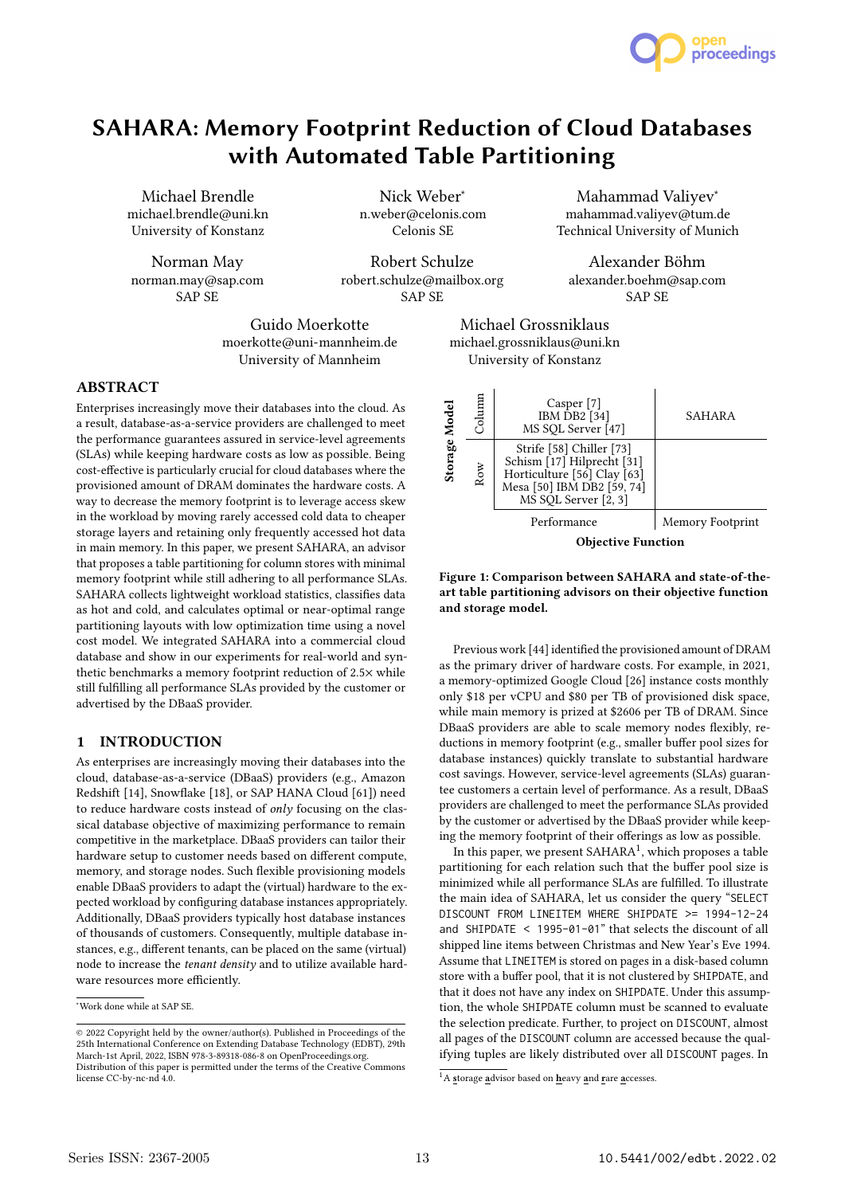# SAHARA: Memory Footprint Reduction of Cloud Databases with Automated Table Partitioning

Michael Brendle
michael.brendle@uni.kn
University of Konstanz

Nick Weber*
n.weber@celonis.com
Celonis SE

Mahammad Valiyev*
mahammad.valiyev@tum.de
Technical University of Munich

Norman May
norman.may@sap.com
SAP SE

Robert Schulze
robert.schulze@mailbox.org
SAP SE

Alexander Böhm
alexander.boehm@sap.com
SAP SE

Guido Moerkotte
moerkotte@uni-mannheim.de
University of Mannheim

Michael Grossniklaus
michael.grossniklaus@uni.kn
University of Konstanz

## ABSTRACT

Enterprises increasingly move their databases into the cloud. As a result, database-as-a-service providers are challenged to meet the performance guarantees assured in service-level agreements (SLAs) while keeping hardware costs as low as possible. Being cost-effective is particularly crucial for cloud databases where the provisioned amount of DRAM dominates the hardware costs. A way to decrease the memory footprint is to leverage access skew in the workload by moving rarely accessed cold data to cheaper storage layers and retaining only frequently accessed hot data in main memory. In this paper, we present SAHARA, an advisor that proposes a table partitioning for column stores with minimal memory footprint while still adhering to all performance SLAs. SAHARA collects lightweight workload statistics, classifies data as hot and cold, and calculates optimal or near-optimal range partitioning layouts with low optimization time using a novel cost model. We integrated SAHARA into a commercial cloud database and show in our experiments for real-world and synthetic benchmarks a memory footprint reduction of 2.5× while still fulfilling all performance SLAs provided by the customer or advertised by the DBaaS provider.

| Storage Model | | Objective Function: Performance | Objective Function: Memory Footprint |
|---|---|---|---|
| | Column | Casper [7] IBM DB2 [34] MS SQL Server [47] | SAHARA |
| | Row | Strife [58] Chiller [73] Schism [17] Hilprecht [31] Horticulture [56] Clay [63] Mesa [50] IBM DB2 [59, 74] MS SQL Server [2, 3] | |

**Figure 1: Comparison between SAHARA and state-of-the-art table partitioning advisors on their objective function and storage model.**

## 1 INTRODUCTION

As enterprises are increasingly moving their databases into the cloud, database-as-a-service (DBaaS) providers (e.g., Amazon Redshift [14], Snowflake [18], or SAP HANA Cloud [61]) need to reduce hardware costs instead of *only* focusing on the classical database objective of maximizing performance to remain competitive in the marketplace. DBaaS providers can tailor their hardware setup to customer needs based on different compute, memory, and storage nodes. Such flexible provisioning models enable DBaaS providers to adapt the (virtual) hardware to the expected workload by configuring database instances appropriately. Additionally, DBaaS providers typically host database instances of thousands of customers. Consequently, multiple database instances, e.g., different tenants, can be placed on the same (virtual) node to increase the *tenant density* and to utilize available hardware resources more efficiently.

Previous work [44] identified the provisioned amount of DRAM as the primary driver of hardware costs. For example, in 2021, a memory-optimized Google Cloud [26] instance costs monthly only \$18 per vCPU and \$80 per TB of provisioned disk space, while main memory is prized at \$2606 per TB of DRAM. Since DBaaS providers are able to scale memory nodes flexibly, reductions in memory footprint (e.g., smaller buffer pool sizes for database instances) quickly translate to substantial hardware cost savings. However, service-level agreements (SLAs) guarantee customers a certain level of performance. As a result, DBaaS providers are challenged to meet the performance SLAs provided by the customer or advertised by the DBaaS provider while keeping the memory footprint of their offerings as low as possible.

In this paper, we present SAHARA[1], which proposes a table partitioning for each relation such that the buffer pool size is minimized while all performance SLAs are fulfilled. To illustrate the main idea of SAHARA, let us consider the query "`SELECT DISCOUNT FROM LINEITEM WHERE SHIPDATE >= 1994-12-24 and SHIPDATE < 1995-01-01`" that selects the discount of all shipped line items between Christmas and New Year's Eve 1994. Assume that `LINEITEM` is stored on pages in a disk-based column store with a buffer pool, that it is not clustered by `SHIPDATE`, and that it does not have any index on `SHIPDATE`. Under this assumption, the whole `SHIPDATE` column must be scanned to evaluate the selection predicate. Further, to project on `DISCOUNT`, almost all pages of the `DISCOUNT` column are accessed because the qualifying tuples are likely distributed over all `DISCOUNT` pages. In

*Work done while at SAP SE.

© 2022 Copyright held by the owner/author(s). Published in Proceedings of the 25th International Conference on Extending Database Technology (EDBT), 29th March-1st April, 2022, ISBN 978-3-89318-086-8 on OpenProceedings.org. Distribution of this paper is permitted under the terms of the Creative Commons license CC-by-nc-nd 4.0.

[1] A **s**torage **a**dvisor based on **h**eavy **a**nd **r**are **a**ccesses.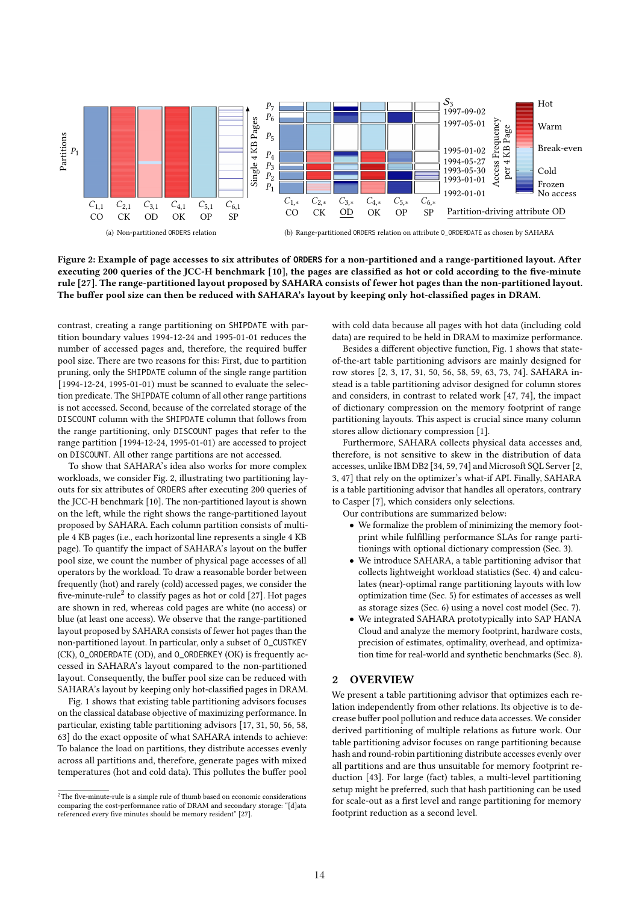Figure 2: Example of page accesses to six attributes of ORDERS for a non-partitioned and a range-partitioned layout. After executing 200 queries of the JCC-H benchmark [10], the pages are classified as hot or cold according to the five-minute rule [27]. The range-partitioned layout proposed by SAHARA consists of fewer hot pages than the non-partitioned layout. The buffer pool size can then be reduced with SAHARA's layout by keeping only hot-classified pages in DRAM.

contrast, creating a range partitioning on SHIPDATE with partition boundary values 1994-12-24 and 1995-01-01 reduces the number of accessed pages and, therefore, the required buffer pool size. There are two reasons for this: First, due to partition pruning, only the SHIPDATE column of the single range partition [1994-12-24, 1995-01-01) must be scanned to evaluate the selection predicate. The SHIPDATE column of all other range partitions is not accessed. Second, because of the correlated storage of the DISCOUNT column with the SHIPDATE column that follows from the range partitioning, only DISCOUNT pages that refer to the range partition [1994-12-24, 1995-01-01) are accessed to project on DISCOUNT. All other range partitions are not accessed.

To show that SAHARA's idea also works for more complex workloads, we consider Fig. 2, illustrating two partitioning layouts for six attributes of ORDERS after executing 200 queries of the JCC-H benchmark [10]. The non-partitioned layout is shown on the left, while the right shows the range-partitioned layout proposed by SAHARA. Each column partition consists of multiple 4 KB pages (i.e., each horizontal line represents a single 4 KB page). To quantify the impact of SAHARA's layout on the buffer pool size, we count the number of physical page accesses of all operators by the workload. To draw a reasonable border between frequently (hot) and rarely (cold) accessed pages, we consider the five-minute-rule[2] to classify pages as hot or cold [27]. Hot pages are shown in red, whereas cold pages are white (no access) or blue (at least one access). We observe that the range-partitioned layout proposed by SAHARA consists of fewer hot pages than the non-partitioned layout. In particular, only a subset of O_CUSTKEY (CK), O_ORDERDATE (OD), and O_ORDERKEY (OK) is frequently accessed in SAHARA's layout compared to the non-partitioned layout. Consequently, the buffer pool size can be reduced with SAHARA's layout by keeping only hot-classified pages in DRAM.

Fig. 1 shows that existing table partitioning advisors focuses on the classical database objective of maximizing performance. In particular, existing table partitioning advisors [17, 31, 50, 56, 58, 63] do the exact opposite of what SAHARA intends to achieve: To balance the load on partitions, they distribute accesses evenly across all partitions and, therefore, generate pages with mixed temperatures (hot and cold data). This pollutes the buffer pool with cold data because all pages with hot data (including cold data) are required to be held in DRAM to maximize performance.

Besides a different objective function, Fig. 1 shows that state-of-the-art table partitioning advisors are mainly designed for row stores [2, 3, 17, 31, 50, 56, 58, 59, 63, 73, 74]. SAHARA instead is a table partitioning advisor designed for column stores and considers, in contrast to related work [47, 74], the impact of dictionary compression on the memory footprint of range partitioning layouts. This aspect is crucial since many column stores allow dictionary compression [1].

Furthermore, SAHARA collects physical data accesses and, therefore, is not sensitive to skew in the distribution of data accesses, unlike IBM DB2 [34, 59, 74] and Microsoft SQL Server [2, 3, 47] that rely on the optimizer's what-if API. Finally, SAHARA is a table partitioning advisor that handles all operators, contrary to Casper [7], which considers only selections.

Our contributions are summarized below:

- We formalize the problem of minimizing the memory footprint while fulfilling performance SLAs for range partitionings with optional dictionary compression (Sec. 3).
- We introduce SAHARA, a table partitioning advisor that collects lightweight workload statistics (Sec. 4) and calculates (near)-optimal range partitioning layouts with low optimization time (Sec. 5) for estimates of accesses as well as storage sizes (Sec. 6) using a novel cost model (Sec. 7).
- We integrated SAHARA prototypically into SAP HANA Cloud and analyze the memory footprint, hardware costs, precision of estimates, optimality, overhead, and optimization time for real-world and synthetic benchmarks (Sec. 8).

## 2 OVERVIEW

We present a table partitioning advisor that optimizes each relation independently from other relations. Its objective is to decrease buffer pool pollution and reduce data accesses. We consider derived partitioning of multiple relations as future work. Our table partitioning advisor focuses on range partitioning because hash and round-robin partitioning distribute accesses evenly over all partitions and are thus unsuitable for memory footprint reduction [43]. For large (fact) tables, a multi-level partitioning setup might be preferred, such that hash partitioning can be used for scale-out as a first level and range partitioning for memory footprint reduction as a second level.

[2] The five-minute-rule is a simple rule of thumb based on economic considerations comparing the cost-performance ratio of DRAM and secondary storage: "[d]ata referenced every five minutes should be memory resident" [27].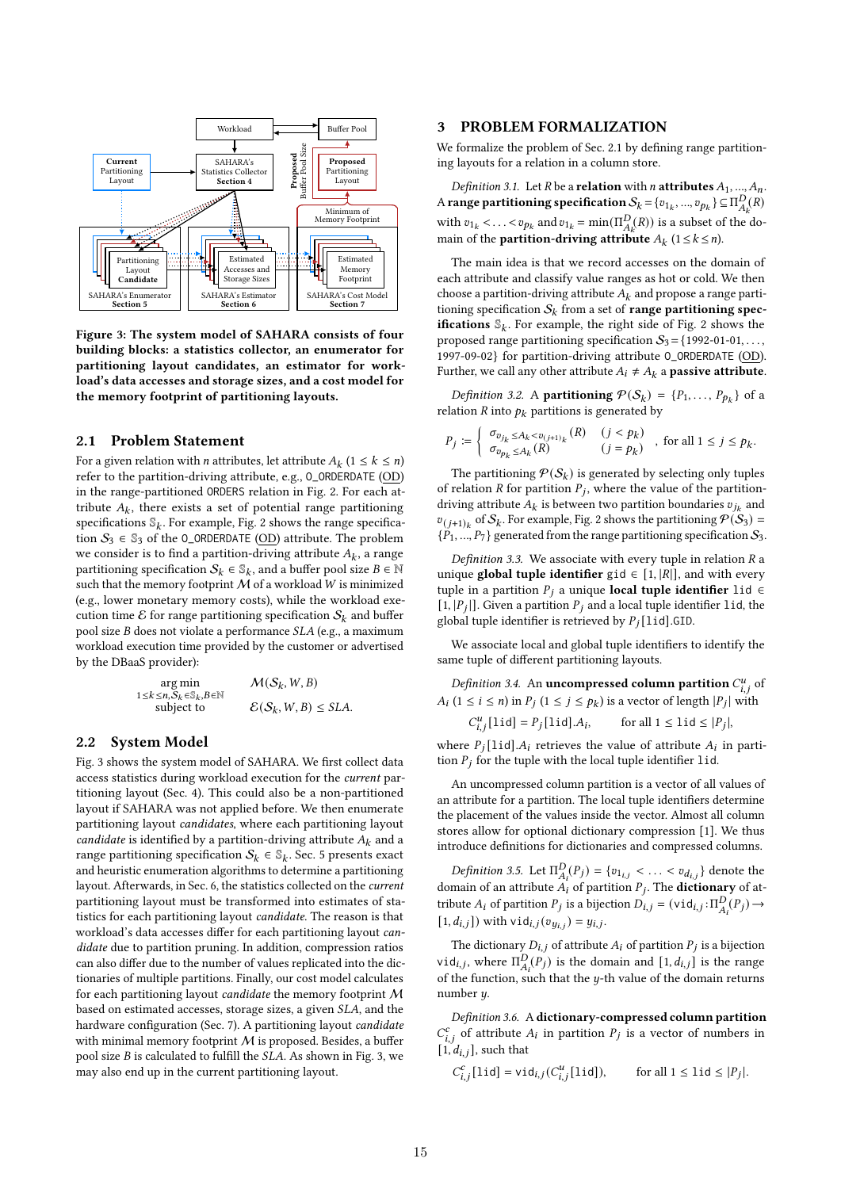Figure 3: The system model of SAHARA consists of four building blocks: a statistics collector, an enumerator for partitioning layout candidates, an estimator for workload's data accesses and storage sizes, and a cost model for the memory footprint of partitioning layouts.

## 2.1 Problem Statement

For a given relation with $n$ attributes, let attribute $A_k$ $(1 \leq k \leq n)$ refer to the partition-driving attribute, e.g., O_ORDERDATE (OD) in the range-partitioned ORDERS relation in Fig. 2. For each attribute $A_k$, there exists a set of potential range partitioning specifications $\mathbb{S}_k$. For example, Fig. 2 shows the range specification $\mathcal{S}_3 \in \mathbb{S}_3$ of the O_ORDERDATE (OD) attribute. The problem we consider is to find a partition-driving attribute $A_k$, a range partitioning specification $\mathcal{S}_k \in \mathbb{S}_k$, and a buffer pool size $B \in \mathbb{N}$ such that the memory footprint $\mathcal{M}$ of a workload $W$ is minimized (e.g., lower monetary memory costs), while the workload execution time $\mathcal{E}$ for range partitioning specification $\mathcal{S}_k$ and buffer pool size $B$ does not violate a performance $SLA$ (e.g., a maximum workload execution time provided by the customer or advertised by the DBaaS provider):

$$\begin{array}{ll} \underset{1\leq k\leq n, \mathcal{S}_k \in \mathbb{S}_k, B\in\mathbb{N}}{\arg\min} & \mathcal{M}(\mathcal{S}_k, W, B) \\ \text{subject to} & \mathcal{E}(\mathcal{S}_k, W, B) \leq SLA. \end{array}$$

## 2.2 System Model

Fig. 3 shows the system model of SAHARA. We first collect data access statistics during workload execution for the *current* partitioning layout (Sec. 4). This could also be a non-partitioned layout if SAHARA was not applied before. We then enumerate partitioning layout *candidates*, where each partitioning layout *candidate* is identified by a partition-driving attribute $A_k$ and a range partitioning specification $\mathcal{S}_k \in \mathbb{S}_k$. Sec. 5 presents exact and heuristic enumeration algorithms to determine a partitioning layout. Afterwards, in Sec. 6, the statistics collected on the *current* partitioning layout must be transformed into estimates of statistics for each partitioning layout *candidate*. The reason is that workload's data accesses differ for each partitioning layout *candidate* due to partition pruning. In addition, compression ratios can also differ due to the number of values replicated into the dictionaries of multiple partitions. Finally, our cost model calculates for each partitioning layout *candidate* the memory footprint $\mathcal{M}$ based on estimated accesses, storage sizes, a given $SLA$, and the hardware configuration (Sec. 7). A partitioning layout *candidate* with minimal memory footprint $\mathcal{M}$ is proposed. Besides, a buffer pool size $B$ is calculated to fulfill the $SLA$. As shown in Fig. 3, we may also end up in the current partitioning layout.

# 3 PROBLEM FORMALIZATION

We formalize the problem of Sec. 2.1 by defining range partitioning layouts for a relation in a column store.

*Definition 3.1.* Let $R$ be a **relation** with $n$ **attributes** $A_1, ..., A_n$. A **range partitioning specification** $\mathcal{S}_k = \{v_{1_k}, ..., v_{p_k}\} \subseteq \Pi^D_{A_k}(R)$ with $v_{1_k} < \ldots < v_{p_k}$ and $v_{1_k} = \min(\Pi^D_{A_k}(R))$ is a subset of the domain of the **partition-driving attribute** $A_k$ $(1 \leq k \leq n)$.

The main idea is that we record accesses on the domain of each attribute and classify value ranges as hot or cold. We then choose a partition-driving attribute $A_k$ and propose a range partitioning specification $\mathcal{S}_k$ from a set of **range partitioning specifications** $\mathbb{S}_k$. For example, the right side of Fig. 2 shows the proposed range partitioning specification $\mathcal{S}_3 = \{$1992-01-01, ..., 1997-09-02$\}$ for partition-driving attribute O_ORDERDATE (OD). Further, we call any other attribute $A_i \neq A_k$ a **passive attribute**.

*Definition 3.2.* A **partitioning** $\mathcal{P}(\mathcal{S}_k) = \{P_1, \ldots, P_{p_k}\}$ of a relation $R$ into $p_k$ partitions is generated by

$$P_j := \begin{cases} \sigma_{v_{j_k} \leq A_k < v_{(j+1)_k}}(R) & (j < p_k) \\ \sigma_{v_{p_k} \leq A_k}(R) & (j = p_k) \end{cases}, \text{ for all } 1 \leq j \leq p_k.$$

The partitioning $\mathcal{P}(\mathcal{S}_k)$ is generated by selecting only tuples of relation $R$ for partition $P_j$, where the value of the partition-driving attribute $A_k$ is between two partition boundaries $v_{j_k}$ and $v_{(j+1)_k}$ of $\mathcal{S}_k$. For example, Fig. 2 shows the partitioning $\mathcal{P}(\mathcal{S}_3) = \{P_1, ..., P_7\}$ generated from the range partitioning specification $\mathcal{S}_3$.

*Definition 3.3.* We associate with every tuple in relation $R$ a unique **global tuple identifier** gid $\in [1, |R|]$, and with every tuple in a partition $P_j$ a unique **local tuple identifier** lid $\in [1, |P_j|]$. Given a partition $P_j$ and a local tuple identifier lid, the global tuple identifier is retrieved by $P_j$[lid].GID.

We associate local and global tuple identifiers to identify the same tuple of different partitioning layouts.

*Definition 3.4.* An **uncompressed column partition** $C^u_{i,j}$ of $A_i$ $(1 \leq i \leq n)$ in $P_j$ $(1 \leq j \leq p_k)$ is a vector of length $|P_j|$ with

$$C^u_{i,j}[\texttt{lid}] = P_j[\texttt{lid}].A_i, \qquad \text{for all } 1 \leq \texttt{lid} \leq |P_j|,$$

where $P_j[\texttt{lid}].A_i$ retrieves the value of attribute $A_i$ in partition $P_j$ for the tuple with the local tuple identifier lid.

An uncompressed column partition is a vector of all values of an attribute for a partition. The local tuple identifiers determine the placement of the values inside the vector. Almost all column stores allow for optional dictionary compression [1]. We thus introduce definitions for dictionaries and compressed columns.

*Definition 3.5.* Let $\Pi^D_{A_i}(P_j) = \{v_{1_{i,j}} < \ldots < v_{d_{i,j}}\}$ denote the domain of an attribute $A_i$ of partition $P_j$. The **dictionary** of attribute $A_i$ of partition $P_j$ is a bijection $D_{i,j} = (\texttt{vid}_{i,j} : \Pi^D_{A_i}(P_j) \rightarrow [1, d_{i,j}])$ with $\texttt{vid}_{i,j}(v_{y_{i,j}}) = y_{i,j}$.

The dictionary $D_{i,j}$ of attribute $A_i$ of partition $P_j$ is a bijection $\texttt{vid}_{i,j}$, where $\Pi^D_{A_i}(P_j)$ is the domain and $[1, d_{i,j}]$ is the range of the function, such that the $y$-th value of the domain returns number $y$.

*Definition 3.6.* A **dictionary-compressed column partition** $C^c_{i,j}$ of attribute $A_i$ in partition $P_j$ is a vector of numbers in $[1, d_{i,j}]$, such that

$$C^c_{i,j}[\texttt{lid}] = \texttt{vid}_{i,j}(C^u_{i,j}[\texttt{lid}]), \qquad \text{for all } 1 \leq \texttt{lid} \leq |P_j|.$$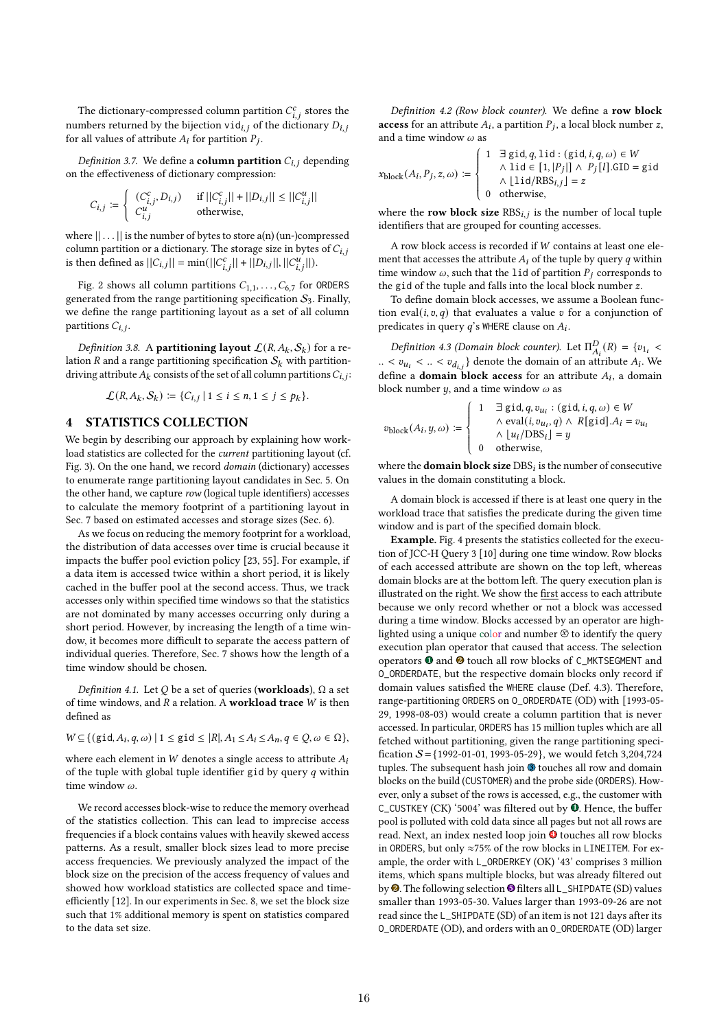The dictionary-compressed column partition $C^c_{i,j}$ stores the numbers returned by the bijection $\mathtt{vid}_{i,j}$ of the dictionary $D_{i,j}$ for all values of attribute $A_i$ for partition $P_j$.

*Definition 3.7.* We define a **column partition** $C_{i,j}$ depending on the effectiveness of dictionary compression:

$$C_{i,j} := \begin{cases} (C^c_{i,j}, D_{i,j}) & \text{if } ||C^c_{i,j}|| + ||D_{i,j}|| \leq ||C^u_{i,j}|| \\ C^u_{i,j} & \text{otherwise,} \end{cases}$$

where $|| \ldots ||$ is the number of bytes to store a(n) (un-)compressed column partition or a dictionary. The storage size in bytes of $C_{i,j}$ is then defined as $||C_{i,j}|| = \min(||C^c_{i,j}|| + ||D_{i,j}||, ||C^u_{i,j}||)$.

Fig. 2 shows all column partitions $C_{1,1}, \ldots, C_{6,7}$ for ORDERS generated from the range partitioning specification $\mathcal{S}_3$. Finally, we define the range partitioning layout as a set of all column partitions $C_{i,j}$.

*Definition 3.8.* A **partitioning layout** $\mathcal{L}(R, A_k, \mathcal{S}_k)$ for a relation $R$ and a range partitioning specification $\mathcal{S}_k$ with partition-driving attribute $A_k$ consists of the set of all column partitions $C_{i,j}$:

$$\mathcal{L}(R, A_k, \mathcal{S}_k) := \{C_{i,j} \mid 1 \leq i \leq n, 1 \leq j \leq p_k\}.$$

# 4 STATISTICS COLLECTION

We begin by describing our approach by explaining how workload statistics are collected for the *current* partitioning layout (cf. Fig. 3). On the one hand, we record *domain* (dictionary) accesses to enumerate range partitioning layout candidates in Sec. 5. On the other hand, we capture *row* (logical tuple identifiers) accesses to calculate the memory footprint of a partitioning layout in Sec. 7 based on estimated accesses and storage sizes (Sec. 6).

As we focus on reducing the memory footprint for a workload, the distribution of data accesses over time is crucial because it impacts the buffer pool eviction policy [23, 55]. For example, if a data item is accessed twice within a short period, it is likely cached in the buffer pool at the second access. Thus, we track accesses only within specified time windows so that the statistics are not dominated by many accesses occurring only during a short period. However, by increasing the length of a time window, it becomes more difficult to separate the access pattern of individual queries. Therefore, Sec. 7 shows how the length of a time window should be chosen.

*Definition 4.1.* Let $Q$ be a set of queries (**workloads**), $\Omega$ a set of time windows, and $R$ a relation. A **workload trace** $W$ is then defined as

$$W \subseteq \{(\mathtt{gid}, A_i, q, \omega) \mid 1 \leq \mathtt{gid} \leq |R|, A_1 \leq A_i \leq A_n, q \in Q, \omega \in \Omega\},$$

where each element in $W$ denotes a single access to attribute $A_i$ of the tuple with global tuple identifier gid by query $q$ within time window $\omega$.

We record accesses block-wise to reduce the memory overhead of the statistics collection. This can lead to imprecise access frequencies if a block contains values with heavily skewed access patterns. As a result, smaller block sizes lead to more precise access frequencies. We previously analyzed the impact of the block size on the precision of the access frequency of values and showed how workload statistics are collected space and time-efficiently [12]. In our experiments in Sec. 8, we set the block size such that 1% additional memory is spent on statistics compared to the data set size.

*Definition 4.2 (Row block counter).* We define a **row block access** for an attribute $A_i$, a partition $P_j$, a local block number $z$, and a time window $\omega$ as

$$x_{\text{block}}(A_i, P_j, z, \omega) := \begin{cases} 1 & \exists\, \mathtt{gid}, q, \mathtt{lid} : (\mathtt{gid}, i, q, \omega) \in W \\ & \wedge\, \mathtt{lid} \in [1, |P_j|] \wedge P_j[l].\mathtt{GID} = \mathtt{gid} \\ & \wedge\, \lfloor \mathtt{lid}/\text{RBS}_{i,j} \rfloor = z \\ 0 & \text{otherwise,} \end{cases}$$

where the **row block size** $\text{RBS}_{i,j}$ is the number of local tuple identifiers that are grouped for counting accesses.

A row block access is recorded if $W$ contains at least one element that accesses the attribute $A_i$ of the tuple by query $q$ within time window $\omega$, such that the lid of partition $P_j$ corresponds to the gid of the tuple and falls into the local block number $z$.

To define domain block accesses, we assume a Boolean function $\text{eval}(i, v, q)$ that evaluates a value $v$ for a conjunction of predicates in query $q$'s WHERE clause on $A_i$.

*Definition 4.3 (Domain block counter).* Let $\Pi^D_{A_i}(R) = \{v_{1_i} < .. < v_{u_i} < .. < v_{d_{i,j}}\}$ denote the domain of an attribute $A_i$. We define a **domain block access** for an attribute $A_i$, a domain block number $y$, and a time window $\omega$ as

$$v_{\text{block}}(A_i, y, \omega) := \begin{cases} 1 & \exists\, \mathtt{gid}, q, v_{u_i} : (\mathtt{gid}, i, q, \omega) \in W \\ & \wedge\, \text{eval}(i, v_{u_i}, q) \wedge R[\mathtt{gid}].A_i = v_{u_i} \\ & \wedge\, \lfloor u_i/\text{DBS}_i \rfloor = y \\ 0 & \text{otherwise,} \end{cases}$$

where the **domain block size** $\text{DBS}_i$ is the number of consecutive values in the domain constituting a block.

A domain block is accessed if there is at least one query in the workload trace that satisfies the predicate during the given time window and is part of the specified domain block.

**Example.** Fig. 4 presents the statistics collected for the execution of JCC-H Query 3 [10] during one time window. Row blocks of each accessed attribute are shown on the top left, whereas domain blocks are at the bottom left. The query execution plan is illustrated on the right. We show the first access to each attribute because we only record whether or not a block was accessed during a time window. Blocks accessed by an operator are highlighted using a unique color and number ⊗ to identify the query execution plan operator that caused that access. The selection operators ❶ and ❷ touch all row blocks of C_MKTSEGMENT and O_ORDERDATE, but the respective domain blocks only record if domain values satisfied the WHERE clause (Def. 4.3). Therefore, range-partitioning ORDERS on O_ORDERDATE (OD) with [1993-05-29, 1998-08-03) would create a column partition that is never accessed. In particular, ORDERS has 15 million tuples which are all fetched without partitioning, given the range partitioning specification $\mathcal{S} = \{1992\text{-}01\text{-}01, 1993\text{-}05\text{-}29\}$, we would fetch 3,204,724 tuples. The subsequent hash join ❸ touches all row and domain blocks on the build (CUSTOMER) and the probe side (ORDERS). However, only a subset of the rows is accessed, e.g., the customer with C_CUSTKEY (CK) '5004' was filtered out by ❶. Hence, the buffer pool is polluted with cold data since all pages but not all rows are read. Next, an index nested loop join ❹ touches all row blocks in ORDERS, but only ≈75% of the row blocks in LINEITEM. For example, the order with L_ORDERKEY (OK) '43' comprises 3 million items, which spans multiple blocks, but was already filtered out by ❷. The following selection ❺ filters all L_SHIPDATE (SD) values smaller than 1993-05-30. Values larger than 1993-09-26 are not read since the L_SHIPDATE (SD) of an item is not 121 days after its O_ORDERDATE (OD), and orders with an O_ORDERDATE (OD) larger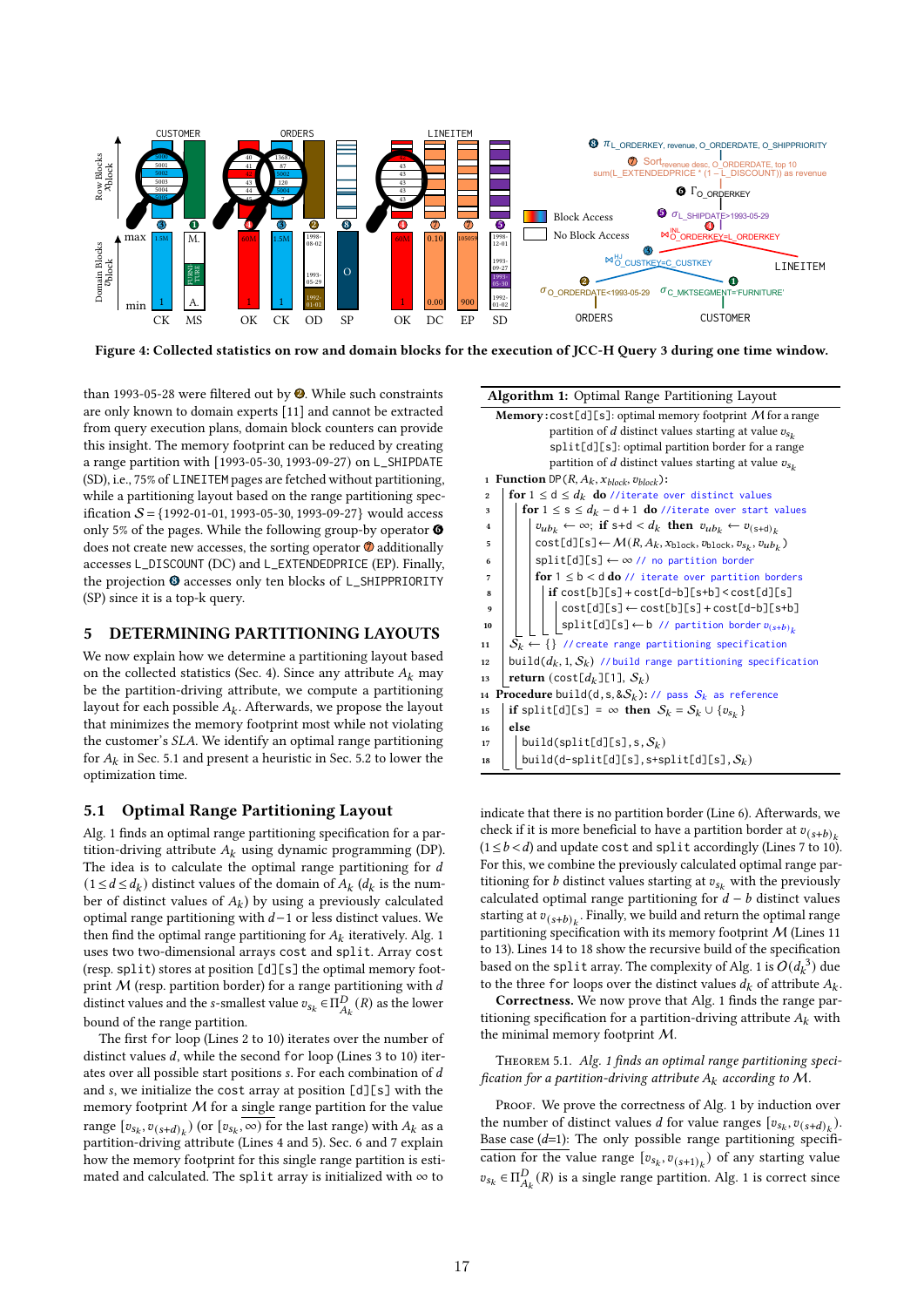**Figure 4: Collected statistics on row and domain blocks for the execution of JCC-H Query 3 during one time window.**

than 1993-05-28 were filtered out by ❷. While such constraints are only known to domain experts [11] and cannot be extracted from query execution plans, domain block counters can provide this insight. The memory footprint can be reduced by creating a range partition with [1993-05-30, 1993-09-27] on L_SHIPDATE (SD), i.e., 75% of LINEITEM pages are fetched without partitioning, while a partitioning layout based on the range partitioning specification $\mathcal{S}$ = {1992-01-01, 1993-05-30, 1993-09-27} would access only 5% of the pages. While the following group-by operator ❻ does not create new accesses, the sorting operator ❼ additionally accesses L_DISCOUNT (DC) and L_EXTENDEDPRICE (EP). Finally, the projection ❽ accesses only ten blocks of L_SHIPPRIORITY (SP) since it is a top-k query.

## 5 DETERMINING PARTITIONING LAYOUTS

We now explain how we determine a partitioning layout based on the collected statistics (Sec. 4). Since any attribute $A_k$ may be the partition-driving attribute, we compute a partitioning layout for each possible $A_k$. Afterwards, we propose the layout that minimizes the memory footprint most while not violating the customer's *SLA*. We identify an optimal range partitioning for $A_k$ in Sec. 5.1 and present a heuristic in Sec. 5.2 to lower the optimization time.

### 5.1 Optimal Range Partitioning Layout

Alg. 1 finds an optimal range partitioning specification for a partition-driving attribute $A_k$ using dynamic programming (DP). The idea is to calculate the optimal range partitioning for $d$ ($1 \le d \le d_k$) distinct values of the domain of $A_k$ ($d_k$ is the number of distinct values of $A_k$) by using a previously calculated optimal range partitioning with $d-1$ or less distinct values. We then find the optimal range partitioning for $A_k$ iteratively. Alg. 1 uses two two-dimensional arrays cost and split. Array cost (resp. split) stores at position [d][s] the optimal memory footprint $\mathcal{M}$ (resp. partition border) for a range partitioning with $d$ distinct values and the $s$-smallest value $v_{s_k} \in \Pi^D_{A_k}(R)$ as the lower bound of the range partition.

The first for loop (Lines 2 to 10) iterates over the number of distinct values $d$, while the second for loop (Lines 3 to 10) iterates over all possible start positions $s$. For each combination of $d$ and $s$, we initialize the cost array at position [d][s] with the memory footprint $\mathcal{M}$ for a single range partition for the value range $[v_{s_k}, v_{(s+d)_k})$ (or $[v_{s_k}, \infty)$ for the last range) with $A_k$ as a partition-driving attribute (Lines 4 and 5). Sec. 6 and 7 explain how the memory footprint for this single range partition is estimated and calculated. The split array is initialized with $\infty$ to indicate that there is no partition border (Line 6). Afterwards, we check if it is more beneficial to have a partition border at $v_{(s+b)_k}$ ($1 \le b < d$) and update cost and split accordingly (Lines 7 to 10). For this, we combine the previously calculated optimal range partitioning for $b$ distinct values starting at $v_{s_k}$ with the previously calculated optimal range partitioning for $d-b$ distinct values starting at $v_{(s+b)_k}$. Finally, we build and return the optimal range partitioning specification with its memory footprint $\mathcal{M}$ (Lines 11 to 13). Lines 14 to 18 show the recursive build of the specification based on the split array. The complexity of Alg. 1 is $O(d_k^3)$ due to the three for loops over the distinct values $d_k$ of attribute $A_k$.

**Algorithm 1:** Optimal Range Partitioning Layout

**Memory:** cost[d][s]: optimal memory footprint $\mathcal{M}$ for a range partition of $d$ distinct values starting at value $v_{s_k}$
split[d][s]: optimal partition border for a range partition of $d$ distinct values starting at value $v_{s_k}$

```
1  Function DP(R, A_k, x_block, v_block):
2    for 1 ≤ d ≤ d_k do // iterate over distinct values
3      for 1 ≤ s ≤ d_k − d + 1 do // iterate over start values
4        v_ub_k ← ∞; if s+d < d_k then v_ub_k ← v_(s+d)_k
5        cost[d][s] ← M(R, A_k, x_block, v_block, v_s_k, v_ub_k)
6        split[d][s] ← ∞ // no partition border
7        for 1 ≤ b < d do // iterate over partition borders
8          if cost[b][s] + cost[d-b][s+b] < cost[d][s]
9            cost[d][s] ← cost[b][s] + cost[d-b][s+b]
10           split[d][s] ← b // partition border v_(s+b)_k
11   S_k ← {} //create range partitioning specification
12   build(d_k, 1, S_k) //build range partitioning specification
13   return (cost[d_k][1], S_k)
14 Procedure build(d, s, &S_k): // pass S_k as reference
15   if split[d][s] = ∞ then S_k = S_k ∪ {v_s_k}
16   else
17     build(split[d][s], s, S_k)
18     build(d-split[d][s], s+split[d][s], S_k)
```

**Correctness.** We now prove that Alg. 1 finds the range partitioning specification for a partition-driving attribute $A_k$ with the minimal memory footprint $\mathcal{M}$.

Theorem 5.1. *Alg. 1 finds an optimal range partitioning specification for a partition-driving attribute $A_k$ according to $\mathcal{M}$.*

Proof. We prove the correctness of Alg. 1 by induction over the number of distinct values $d$ for value ranges $[v_{s_k}, v_{(s+d)_k})$. Base case ($d$=1): The only possible range partitioning specification for the value range $[v_{s_k}, v_{(s+1)_k})$ of any starting value $v_{s_k} \in \Pi^D_{A_k}(R)$ is a single range partition. Alg. 1 is correct since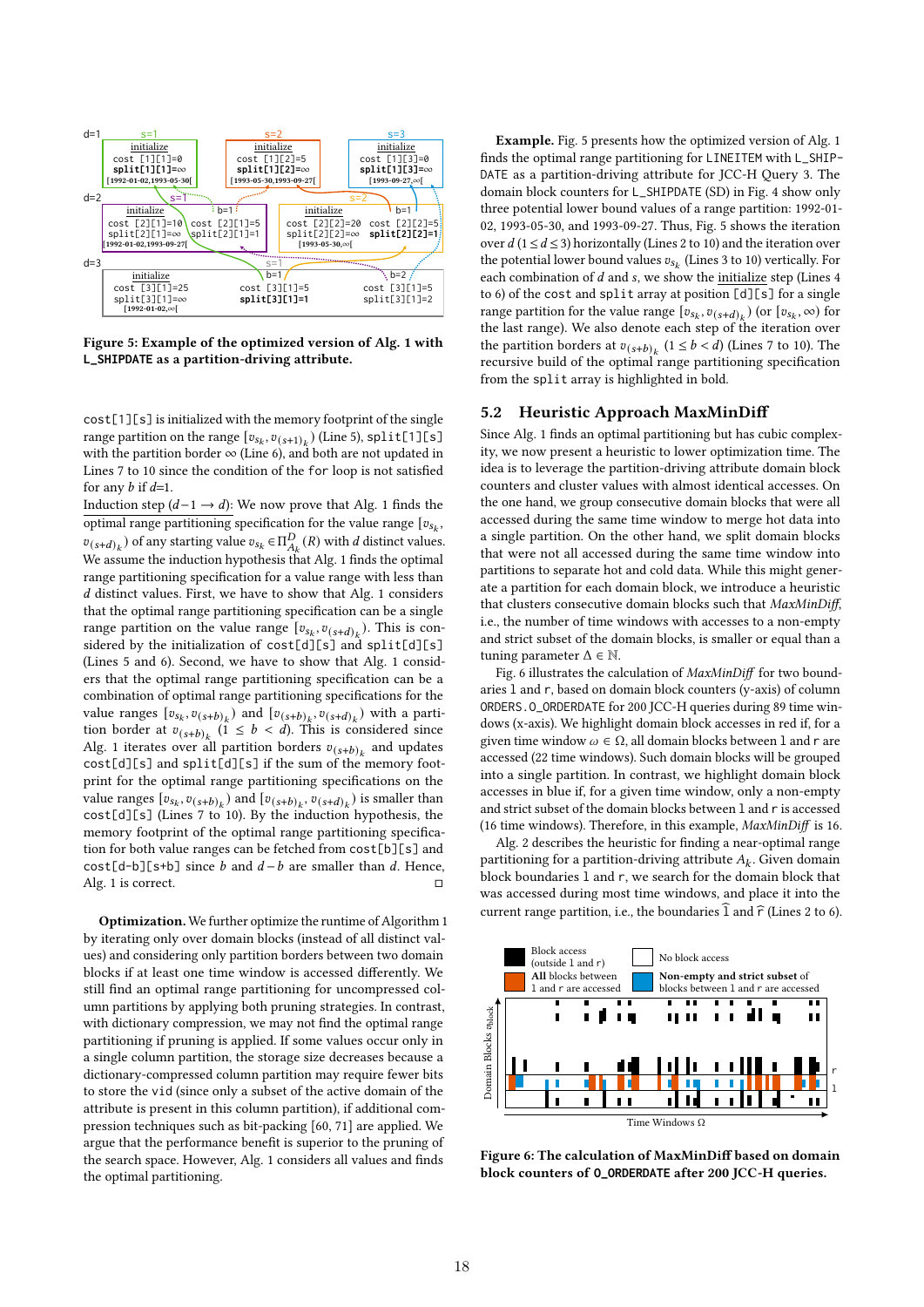**Figure 5: Example of the optimized version of Alg. 1 with L_SHIPDATE as a partition-driving attribute.**

cost[1][s] is initialized with the memory footprint of the single range partition on the range $[v_{s_k}, v_{(s+1)_k})$ (Line 5), split[1][s] with the partition border ∞ (Line 6), and both are not updated in Lines 7 to 10 since the condition of the for loop is not satisfied for any *b* if *d*=1.

Induction step ($d-1 \rightarrow d$): We now prove that Alg. 1 finds the optimal range partitioning specification for the value range $[v_{s_k}, v_{(s+d)_k})$ of any starting value $v_{s_k} \in \Pi^D_{A_k}(R)$ with *d* distinct values. We assume the induction hypothesis that Alg. 1 finds the optimal range partitioning specification for a value range with less than *d* distinct values. First, we have to show that Alg. 1 considers that the optimal range partitioning specification can be a single range partition on the value range $[v_{s_k}, v_{(s+d)_k})$. This is considered by the initialization of cost[d][s] and split[d][s] (Lines 5 and 6). Second, we have to show that Alg. 1 considers that the optimal range partitioning specification can be a combination of optimal range partitioning specifications for the value ranges $[v_{s_k}, v_{(s+b)_k})$ and $[v_{(s+b)_k}, v_{(s+d)_k})$ with a partition border at $v_{(s+b)_k}$ $(1 \leq b < d)$. This is considered since Alg. 1 iterates over all partition borders $v_{(s+b)_k}$ and updates cost[d][s] and split[d][s] if the sum of the memory footprint for the optimal range partitioning specifications on the value ranges $[v_{s_k}, v_{(s+b)_k})$ and $[v_{(s+b)_k}, v_{(s+d)_k})$ is smaller than cost[d][s] (Lines 7 to 10). By the induction hypothesis, the memory footprint of the optimal range partitioning specification for both value ranges can be fetched from cost[b][s] and cost[d-b][s+b] since *b* and $d-b$ are smaller than *d*. Hence, Alg. 1 is correct. □

**Optimization.** We further optimize the runtime of Algorithm 1 by iterating only over domain blocks (instead of all distinct values) and considering only partition borders between two domain blocks if at least one time window is accessed differently. We still find an optimal range partitioning for uncompressed column partitions by applying both pruning strategies. In contrast, with dictionary compression, we may not find the optimal range partitioning if pruning is applied. If some values occur only in a single column partition, the storage size decreases because a dictionary-compressed column partition may require fewer bits to store the vid (since only a subset of the active domain of the attribute is present in this column partition), if additional compression techniques such as bit-packing [60, 71] are applied. We argue that the performance benefit is superior to the pruning of the search space. However, Alg. 1 considers all values and finds the optimal partitioning.

**Example.** Fig. 5 presents how the optimized version of Alg. 1 finds the optimal range partitioning for LINEITEM with L_SHIPDATE as a partition-driving attribute for JCC-H Query 3. The domain block counters for L_SHIPDATE (SD) in Fig. 4 show only three potential lower bound values of a range partition: 1992-01-02, 1993-05-30, and 1993-09-27. Thus, Fig. 5 shows the iteration over *d* $(1 \leq d \leq 3)$ horizontally (Lines 2 to 10) and the iteration over the potential lower bound values $v_{s_k}$ (Lines 3 to 10) vertically. For each combination of *d* and *s*, we show the initialize step (Lines 4 to 6) of the cost and split array at position [d][s] for a single range partition for the value range $[v_{s_k}, v_{(s+d)_k})$ (or $[v_{s_k}, \infty)$ for the last range). We also denote each step of the iteration over the partition borders $v_{(s+b)_k}$ $(1 \leq b < d)$ (Lines 7 to 10). The recursive build of the optimal range partitioning specification from the split array is highlighted in bold.

## 5.2 Heuristic Approach MaxMinDiff

Since Alg. 1 finds an optimal partitioning but has cubic complexity, we now present a heuristic to lower optimization time. The idea is to leverage the partition-driving attribute domain block counters and cluster values with almost identical accesses. On the one hand, we group consecutive domain blocks that were all accessed during the same time window to merge hot data into a single partition. On the other hand, we split domain blocks that were not all accessed during the same time window into partitions to separate hot and cold data. While this might generate a partition for each domain block, we introduce a heuristic that clusters consecutive domain blocks such that *MaxMinDiff*, i.e., the number of time windows with accesses to a non-empty and strict subset of the domain blocks, is smaller or equal than a tuning parameter $\Delta \in \mathbb{N}$.

Fig. 6 illustrates the calculation of *MaxMinDiff* for two boundaries l and r, based on domain block counters (y-axis) of column ORDERS.O_ORDERDATE for 200 JCC-H queries during 89 time windows (x-axis). We highlight domain block accesses in red if, for a given time window $\omega \in \Omega$, all domain blocks between l and r are accessed (22 time windows). Such domain blocks will be grouped into a single partition. In contrast, we highlight domain block accesses in blue if, for a given time window, only a non-empty and strict subset of the domain blocks between l and r is accessed (16 time windows). Therefore, in this example, *MaxMinDiff* is 16.

Alg. 2 describes the heuristic for finding a near-optimal range partitioning for a partition-driving attribute $A_k$. Given domain block boundaries l and r, we search for the domain block that was accessed during most time windows, and place it into the current range partition, i.e., the boundaries $\hat{l}$ and $\hat{r}$ (Lines 2 to 6).

**Figure 6: The calculation of MaxMinDiff based on domain block counters of O_ORDERDATE after 200 JCC-H queries.**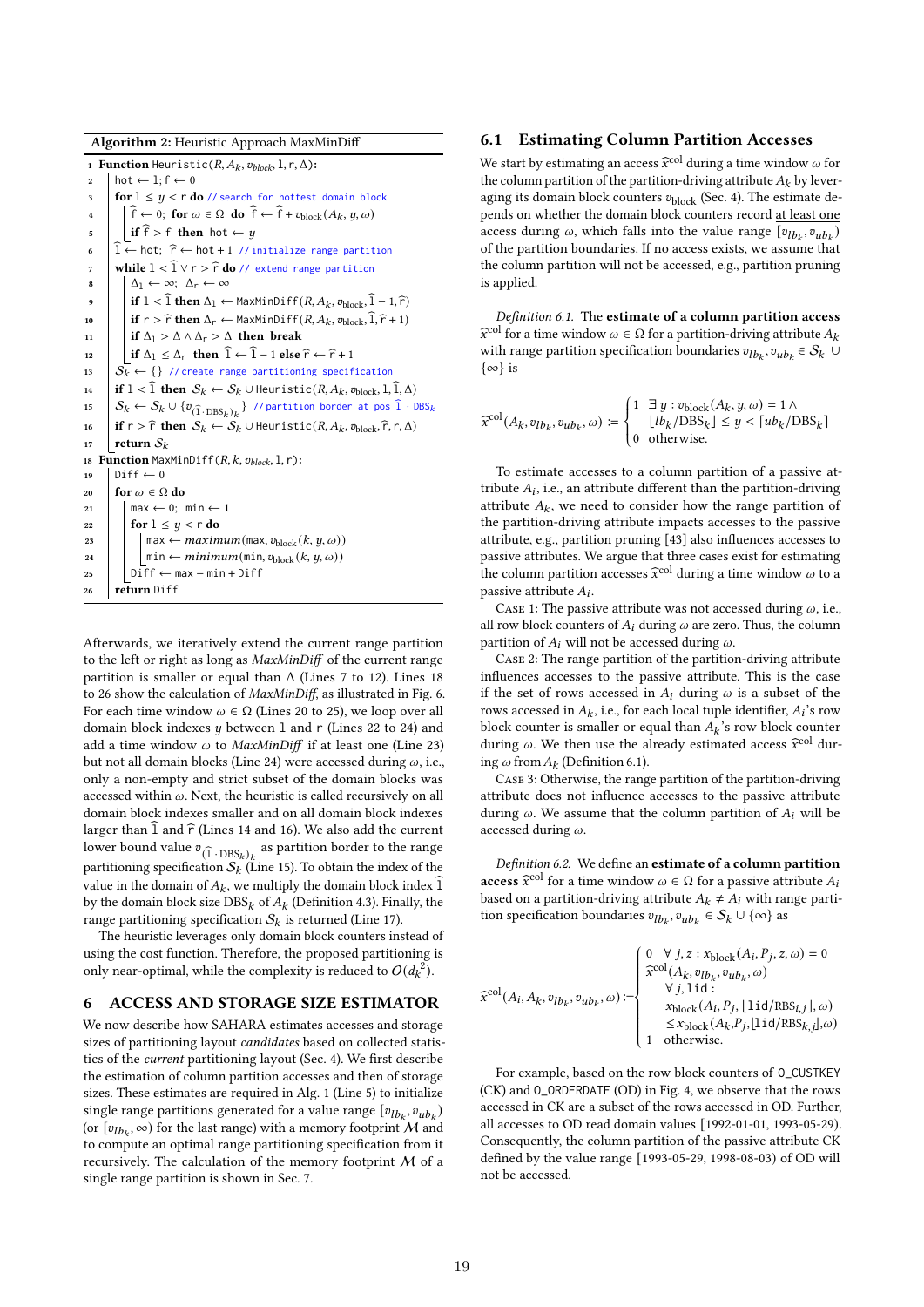**Algorithm 2:** Heuristic Approach MaxMinDiff

```
1  Function Heuristic(R, A_k, v_block, l, r, Δ):
2    hot ← l; f ← 0
3    for l ≤ y < r do // search for hottest domain block
4      f̂ ← 0; for ω ∈ Ω do f̂ ← f̂ + v_block(A_k, y, ω)
5      if f̂ > f then hot ← y
6    l̂ ← hot; r̂ ← hot + 1 // initialize range partition
7    while l < l̂ ∨ r > r̂ do // extend range partition
8      Δ_l ← ∞; Δ_r ← ∞
9      if l < l̂ then Δ_l ← MaxMinDiff(R, A_k, v_block, l̂ − 1, r̂)
10     if r > r̂ then Δ_r ← MaxMinDiff(R, A_k, v_block, l̂, r̂ + 1)
11     if Δ_l > Δ ∧ Δ_r > Δ then break
12     if Δ_l ≤ Δ_r then l̂ ← l̂ − 1 else r̂ ← r̂ + 1
13   S_k ← {} // create range partitioning specification
14   if l < l̂ then S_k ← S_k ∪ Heuristic(R, A_k, v_block, l, l̂, Δ)
15   S_k ← S_k ∪ {v_(l̂·DBS_k)_k} // partition border at pos l̂ · DBS_k
16   if r > r̂ then S_k ← S_k ∪ Heuristic(R, A_k, v_block, r̂, r, Δ)
17   return S_k
18 Function MaxMinDiff(R, k, v_block, l, r):
19   Diff ← 0
20   for ω ∈ Ω do
21     max ← 0; min ← 1
22     for l ≤ y < r do
23       max ← maximum(max, v_block(k, y, ω))
24       min ← minimum(min, v_block(k, y, ω))
25     Diff ← max − min + Diff
26   return Diff
```

Afterwards, we iteratively extend the current range partition to the left or right as long as *MaxMinDiff* of the current range partition is smaller or equal than $\Delta$ (Lines 7 to 12). Lines 18 to 26 show the calculation of *MaxMinDiff*, as illustrated in Fig. 6. For each time window $\omega \in \Omega$ (Lines 20 to 25), we loop over all domain block indexes $y$ between $\mathtt{l}$ and $\mathtt{r}$ (Lines 22 to 24) and add a time window $\omega$ to *MaxMinDiff* if at least one (Line 23) but not all domain blocks (Line 24) were accessed during $\omega$, i.e., only a non-empty and strict subset of the domain blocks was accessed within $\omega$. Next, the heuristic is called recursively on all domain block indexes smaller and on all domain block indexes larger than $\widehat{\mathtt{l}}$ and $\widehat{\mathtt{r}}$ (Lines 14 and 16). We also add the current lower bound value $v_{(\widehat{\mathtt{l}}\cdot \mathrm{DBS}_k)_k}$ as partition border to the range partitioning specification $\mathcal{S}_k$ (Line 15). To obtain the index of the value in the domain of $A_k$, we multiply the domain block index $\widehat{\mathtt{l}}$ by the domain block size $\mathrm{DBS}_k$ of $A_k$ (Definition 4.3). Finally, the range partitioning specification $\mathcal{S}_k$ is returned (Line 17).

The heuristic leverages only domain block counters instead of using the cost function. Therefore, the proposed partitioning is only near-optimal, while the complexity is reduced to $O(d_k^2)$.

# 6 ACCESS AND STORAGE SIZE ESTIMATOR

We now describe how SAHARA estimates accesses and storage sizes of partitioning layout *candidates* based on collected statistics of the *current* partitioning layout (Sec. 4). We first describe the estimation of column partition accesses and then of storage sizes. These estimates are required in Alg. 1 (Line 5) to initialize single range partitions generated for a value range $[v_{lb_k}, v_{ub_k})$ (or $[v_{lb_k}, \infty)$ for the last range) with a memory footprint $\mathcal{M}$ and to compute an optimal range partitioning specification from it recursively. The calculation of the memory footprint $\mathcal{M}$ of a single range partition is shown in Sec. 7.

## 6.1 Estimating Column Partition Accesses

We start by estimating an access $\widehat{x}^{\mathrm{col}}$ during a time window $\omega$ for the column partition of the partition-driving attribute $A_k$ by leveraging its domain block counters $v_{\mathrm{block}}$ (Sec. 4). The estimate depends on whether the domain block counters record at least one access during $\omega$, which falls into the value range $[v_{lb_k}, v_{ub_k})$ of the partition boundaries. If no access exists, we assume that the column partition will not be accessed, e.g., partition pruning is applied.

*Definition 6.1.* The **estimate of a column partition access** $\widehat{x}^{\mathrm{col}}$ for a time window $\omega \in \Omega$ for a partition-driving attribute $A_k$ with range partition specification boundaries $v_{lb_k}, v_{ub_k} \in \mathcal{S}_k \cup \{\infty\}$ is

$$
\widehat{x}^{\mathrm{col}}(A_k, v_{lb_k}, v_{ub_k}, \omega) := \begin{cases} 1 & \exists\, y : v_{\mathrm{block}}(A_k, y, \omega) = 1 \wedge \\ & \lfloor lb_k/\mathrm{DBS}_k \rfloor \le y < \lceil ub_k/\mathrm{DBS}_k \rceil \\ 0 & \text{otherwise.} \end{cases}
$$

To estimate accesses to a column partition of a passive attribute $A_i$, i.e., an attribute different than the partition-driving attribute $A_k$, we need to consider how the range partition of the partition-driving attribute impacts accesses to the passive attribute, e.g., partition pruning [43] also influences accesses to passive attributes. We argue that three cases exist for estimating the column partition accesses $\widehat{x}^{\mathrm{col}}$ during a time window $\omega$ to a passive attribute $A_i$.

Case 1: The passive attribute was not accessed during $\omega$, i.e., all row block counters of $A_i$ during $\omega$ are zero. Thus, the column partition of $A_i$ will not be accessed during $\omega$.

Case 2: The range partition of the partition-driving attribute influences accesses to the passive attribute. This is the case if the set of rows accessed in $A_i$ during $\omega$ is a subset of the rows accessed in $A_k$, i.e., for each local tuple identifier, $A_i$'s row block counter is smaller or equal than $A_k$'s row block counter during $\omega$. We then use the already estimated access $\widehat{x}^{\mathrm{col}}$ during $\omega$ from $A_k$ (Definition 6.1).

Case 3: Otherwise, the range partition of the partition-driving attribute does not influence accesses to the passive attribute during $\omega$. We assume that the column partition of $A_i$ will be accessed during $\omega$.

*Definition 6.2.* We define an **estimate of a column partition access** $\widehat{x}^{\mathrm{col}}$ for a time window $\omega \in \Omega$ for a passive attribute $A_i$ based on a partition-driving attribute $A_k \neq A_i$ with range partition specification boundaries $v_{lb_k}, v_{ub_k} \in \mathcal{S}_k \cup \{\infty\}$ as

$$
\widehat{x}^{\mathrm{col}}(A_i, A_k, v_{lb_k}, v_{ub_k}, \omega) := \begin{cases} 0 & \forall\, j, z : x_{\mathrm{block}}(A_i, P_j, z, \omega) = 0 \\ \widehat{x}^{\mathrm{col}}(A_k, v_{lb_k}, v_{ub_k}, \omega) & \\ & \forall\, j, \mathtt{lid} : \\ & x_{\mathrm{block}}(A_i, P_j, \lfloor \mathtt{lid}/\mathrm{RBS}_{i,j} \rfloor, \omega) \\ & \le x_{\mathrm{block}}(A_k, P_j, \lfloor \mathtt{lid}/\mathrm{RBS}_{k,j} \rfloor, \omega) \\ 1 & \text{otherwise.} \end{cases}
$$

For example, based on the row block counters of O_CUSTKEY (CK) and O_ORDERDATE (OD) in Fig. 4, we observe that the rows accessed in CK are a subset of the rows accessed in OD. Further, all accesses to OD read domain values [1992-01-01, 1993-05-29). Consequently, the column partition of the passive attribute CK defined by the value range [1993-05-29, 1998-08-03) of OD will not be accessed.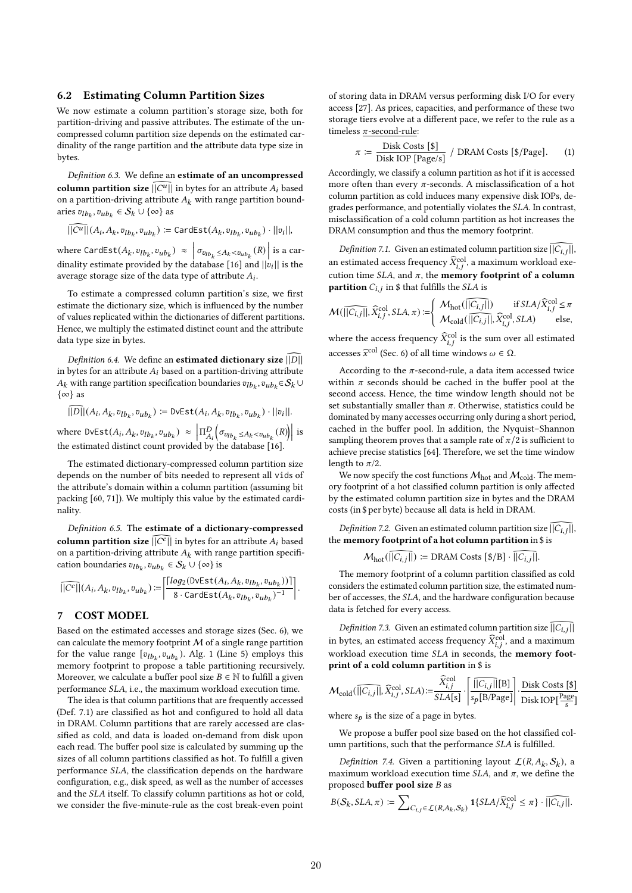## 6.2 Estimating Column Partition Sizes

We now estimate a column partition's storage size, both for partition-driving and passive attributes. The estimate of the uncompressed column partition size depends on the estimated cardinality of the range partition and the attribute data type size in bytes.

*Definition 6.3.* We define an **estimate of an uncompressed column partition size** $\widehat{||C^u||}$ in bytes for an attribute $A_i$ based on a partition-driving attribute $A_k$ with range partition boundaries $v_{lb_k}, v_{ub_k} \in \mathcal{S}_k \cup \{\infty\}$ as

$$\widehat{||C^u||}(A_i, A_k, v_{lb_k}, v_{ub_k}) := \texttt{CardEst}(A_k, v_{lb_k}, v_{ub_k}) \cdot ||v_i||,$$

where $\texttt{CardEst}(A_k, v_{lb_k}, v_{ub_k}) \approx \left|\sigma_{v_{lb_k} \leq A_k < v_{ub_k}}(R)\right|$ is a cardinality estimate provided by the database [16] and $||v_i||$ is the average storage size of the data type of attribute $A_i$.

To estimate a compressed column partition's size, we first estimate the dictionary size, which is influenced by the number of values replicated within the dictionaries of different partitions. Hence, we multiply the estimated distinct count and the attribute data type size in bytes.

*Definition 6.4.* We define an **estimated dictionary size** $\widehat{||D||}$ in bytes for an attribute $A_i$ based on a partition-driving attribute $A_k$ with range partition specification boundaries $v_{lb_k}, v_{ub_k} \in \mathcal{S}_k \cup \{\infty\}$ as

$$\widehat{||D||}(A_i, A_k, v_{lb_k}, v_{ub_k}) := \texttt{DvEst}(A_i, A_k, v_{lb_k}, v_{ub_k}) \cdot ||v_i||.$$

where $\texttt{DvEst}(A_i, A_k, v_{lb_k}, v_{ub_k}) \approx \left|\Pi^D_{A_i}\left(\sigma_{v_{lb_k} \leq A_k < v_{ub_k}}(R)\right)\right|$ is the estimated distinct count provided by the database [16].

The estimated dictionary-compressed column partition size depends on the number of bits needed to represent all vids of the attribute's domain within a column partition (assuming bit packing [60, 71]). We multiply this value by the estimated cardinality.

*Definition 6.5.* The **estimate of a dictionary-compressed column partition size** $\widehat{||C^c||}$ in bytes for an attribute $A_i$ based on a partition-driving attribute $A_k$ with range partition specification boundaries $v_{lb_k}, v_{ub_k} \in \mathcal{S}_k \cup \{\infty\}$ is

$$\widehat{||C^c||}(A_i, A_k, v_{lb_k}, v_{ub_k}) := \left\lceil \frac{\lceil log_2(\texttt{DvEst}(A_i, A_k, v_{lb_k}, v_{ub_k}))\rceil}{8 \cdot \texttt{CardEst}(A_k, v_{lb_k}, v_{ub_k})^{-1}} \right\rceil.$$

# 7 COST MODEL

Based on the estimated accesses and storage sizes (Sec. 6), we can calculate the memory footprint $\mathcal{M}$ of a single range partition for the value range $[v_{lb_k}, v_{ub_k})$. Alg. 1 (Line 5) employs this memory footprint to propose a table partitioning recursively. Moreover, we calculate a buffer pool size $B \in \mathbb{N}$ to fulfill a given performance *SLA*, i.e., the maximum workload execution time.

The idea is that column partitions that are frequently accessed (Def. 7.1) are classified as hot and configured to hold all data in DRAM. Column partitions that are rarely accessed are classified as cold, and data is loaded on-demand from disk upon each read. The buffer pool size is calculated by summing up the sizes of all column partitions classified as hot. To fulfill a given performance *SLA*, the classification depends on the hardware configuration, e.g., disk speed, as well as the number of accesses and the *SLA* itself. To classify column partitions as hot or cold, we consider the five-minute-rule as the cost break-even point of storing data in DRAM versus performing disk I/O for every access [27]. As prices, capacities, and performance of these two storage tiers evolve at a different pace, we refer to the rule as a timeless $\pi$-second-rule:

$$\pi := \frac{\text{Disk Costs [\$]}}{\text{Disk IOP [Page/s]}} \ / \ \text{DRAM Costs [\$/Page]}. \qquad (1)$$

Accordingly, we classify a column partition as hot if it is accessed more often than every $\pi$-seconds. A misclassification of a hot column partition as cold induces many expensive disk IOPs, degrades performance, and potentially violates the *SLA*. In contrast, misclassification of a cold column partition as hot increases the DRAM consumption and thus the memory footprint.

*Definition 7.1.* Given an estimated column partition size $\widehat{||C_{i,j}||}$, an estimated access frequency $\widehat{X}^{\text{col}}_{i,j}$, a maximum workload execution time *SLA*, and $\pi$, the **memory footprint of a column partition** $C_{i,j}$ in \$ that fulfills the *SLA* is

$$\mathcal{M}(\widehat{||C_{i,j}||}, \widehat{X}^{\text{col}}_{i,j}, SLA, \pi) := \begin{cases} \mathcal{M}_{\text{hot}}(\widehat{||C_{i,j}||}) & \text{if } SLA/\widehat{X}^{\text{col}}_{i,j} \leq \pi \\ \mathcal{M}_{\text{cold}}(\widehat{||C_{i,j}||}, \widehat{X}^{\text{col}}_{i,j}, SLA) & \text{else,} \end{cases}$$

where the access frequency $\widehat{X}^{\text{col}}_{i,j}$ is the sum over all estimated accesses $\widehat{x}^{\text{col}}$ (Sec. 6) of all time windows $\omega \in \Omega$.

According to the $\pi$-second-rule, a data item accessed twice within $\pi$ seconds should be cached in the buffer pool at the second access. Hence, the time window length should not be set substantially smaller than $\pi$. Otherwise, statistics could be dominated by many accesses occurring only during a short period, cached in the buffer pool. In addition, the Nyquist–Shannon sampling theorem proves that a sample rate of $\pi/2$ is sufficient to achieve precise statistics [64]. Therefore, we set the time window length to $\pi/2$.

We now specify the cost functions $\mathcal{M}_{\text{hot}}$ and $\mathcal{M}_{\text{cold}}$. The memory footprint of a hot classified column partition is only affected by the estimated column partition size in bytes and the DRAM costs (in \$ per byte) because all data is held in DRAM.

*Definition 7.2.* Given an estimated column partition size $\widehat{||C_{i,j}||}$, the **memory footprint of a hot column partition** in \$ is

$$\mathcal{M}_{\text{hot}}(\widehat{||C_{i,j}||}) := \text{DRAM Costs [\$/B]} \cdot \widehat{||C_{i,j}||}.$$

The memory footprint of a column partition classified as cold considers the estimated column partition size, the estimated number of accesses, the *SLA*, and the hardware configuration because data is fetched for every access.

*Definition 7.3.* Given an estimated column partition size $\widehat{||C_{i,j}||}$ in bytes, an estimated access frequency $\widehat{X}^{\text{col}}_{i,j}$, and a maximum workload execution time *SLA* in seconds, the **memory footprint of a cold column partition** in \$ is

$$\mathcal{M}_{\text{cold}}(\widehat{||C_{i,j}||}, \widehat{X}^{\text{col}}_{i,j}, SLA) := \frac{\widehat{X}^{\text{col}}_{i,j}}{SLA[\text{s}]} \cdot \left\lceil \frac{\widehat{||C_{i,j}||}[\text{B}]}{s_p[\text{B/Page}]} \right\rceil \cdot \frac{\text{Disk Costs [\$]}}{\text{Disk IOP}[\frac{\text{Page}}{\text{s}}]}$$

where $s_p$ is the size of a page in bytes.

We propose a buffer pool size based on the hot classified column partitions, such that the performance *SLA* is fulfilled.

*Definition 7.4.* Given a partitioning layout $\mathcal{L}(R, A_k, \mathcal{S}_k)$, a maximum workload execution time *SLA*, and $\pi$, we define the proposed **buffer pool size** $B$ as

$$B(\mathcal{S}_k, SLA, \pi) := \sum_{C_{i,j} \in \mathcal{L}(R, A_k, \mathcal{S}_k)} \mathbf{1}\{SLA/\widehat{X}^{\text{col}}_{i,j} \leq \pi\} \cdot \widehat{||C_{i,j}||}.$$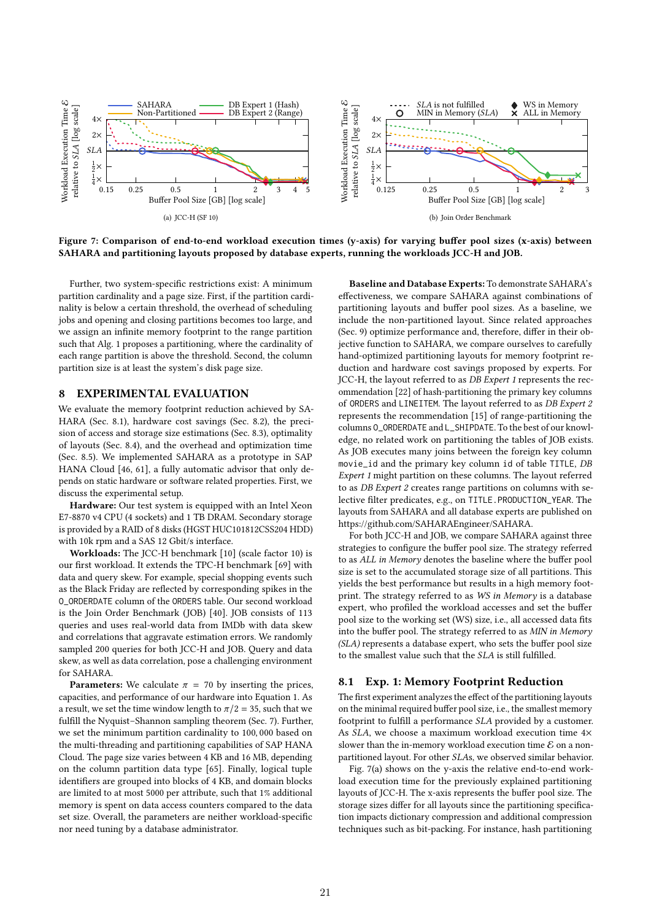(a) JCC-H (SF 10)

(b) Join Order Benchmark

**Figure 7: Comparison of end-to-end workload execution times (y-axis) for varying buffer pool sizes (x-axis) between SAHARA and partitioning layouts proposed by database experts, running the workloads JCC-H and JOB.**

Further, two system-specific restrictions exist: A minimum partition cardinality and a page size. First, if the partition cardinality is below a certain threshold, the overhead of scheduling jobs and opening and closing partitions becomes too large, and we assign an infinite memory footprint to the range partition such that Alg. 1 proposes a partitioning, where the cardinality of each range partition is above the threshold. Second, the column partition size is at least the system's disk page size.

## 8 EXPERIMENTAL EVALUATION

We evaluate the memory footprint reduction achieved by SAHARA (Sec. 8.1), hardware cost savings (Sec. 8.2), the precision of access and storage size estimations (Sec. 8.3), optimality of layouts (Sec. 8.4), and the overhead and optimization time (Sec. 8.5). We implemented SAHARA as a prototype in SAP HANA Cloud [46, 61], a fully automatic advisor that only depends on static hardware or software related properties. First, we discuss the experimental setup.

**Hardware:** Our test system is equipped with an Intel Xeon E7-8870 v4 CPU (4 sockets) and 1 TB DRAM. Secondary storage is provided by a RAID of 8 disks (HGST HUC101812CSS204 HDD) with 10k rpm and a SAS 12 Gbit/s interface.

**Workloads:** The JCC-H benchmark [10] (scale factor 10) is our first workload. It extends the TPC-H benchmark [69] with data and query skew. For example, special shopping events such as the Black Friday are reflected by corresponding spikes in the O_ORDERDATE column of the ORDERS table. Our second workload is the Join Order Benchmark (JOB) [40]. JOB consists of 113 queries and uses real-world data from IMDb with data skew and correlations that aggravate estimation errors. We randomly sampled 200 queries for both JCC-H and JOB. Query and data skew, as well as data correlation, pose a challenging environment for SAHARA.

**Parameters:** We calculate $\pi = 70$ by inserting the prices, capacities, and performance of our hardware into Equation 1. As a result, we set the time window length to $\pi/2 = 35$, such that we fulfill the Nyquist–Shannon sampling theorem (Sec. 7). Further, we set the minimum partition cardinality to 100,000 based on the multi-threading and partitioning capabilities of SAP HANA Cloud. The page size varies between 4 KB and 16 MB, depending on the column partition data type [65]. Finally, logical tuple identifiers are grouped into blocks of 4 KB, and domain blocks are limited to at most 5000 per attribute, such that 1% additional memory is spent on data access counters compared to the data set size. Overall, the parameters are neither workload-specific nor need tuning by a database administrator.

**Baseline and Database Experts:** To demonstrate SAHARA's effectiveness, we compare SAHARA against combinations of partitioning layouts and buffer pool sizes. As a baseline, we include the non-partitioned layout. Since related approaches (Sec. 9) optimize performance and, therefore, differ in their objective function to SAHARA, we compare ourselves to carefully hand-optimized partitioning layouts for memory footprint reduction and hardware cost savings proposed by experts. For JCC-H, the layout referred to as *DB Expert 1* represents the recommendation [22] of hash-partitioning the primary key columns of ORDERS and LINEITEM. The layout referred to as *DB Expert 2* represents the recommendation [15] of range-partitioning the columns O_ORDERDATE and L_SHIPDATE. To the best of our knowledge, no related work on partitioning the tables of JOB exists. As JOB executes many joins between the foreign key column movie_id and the primary key column id of table TITLE, *DB Expert 1* might partition on these columns. The layout referred to as *DB Expert 2* creates range partitions on columns with selective filter predicates, e.g., on TITLE.PRODUCTION_YEAR. The layouts from SAHARA and all database experts are published on https://github.com/SAHARAEngineer/SAHARA.

For both JCC-H and JOB, we compare SAHARA against three strategies to configure the buffer pool size. The strategy referred to as *ALL in Memory* denotes the baseline where the buffer pool size is set to the accumulated storage size of all partitions. This yields the best performance but results in a high memory footprint. The strategy referred to as *WS in Memory* is a database expert, who profiled the workload accesses and set the buffer pool size to the working set (WS) size, i.e., all accessed data fits into the buffer pool. The strategy referred to as *MIN in Memory (SLA)* represents a database expert, who sets the buffer pool size to the smallest value such that the *SLA* is still fulfilled.

### 8.1 Exp. 1: Memory Footprint Reduction

The first experiment analyzes the effect of the partitioning layouts on the minimal required buffer pool size, i.e., the smallest memory footprint to fulfill a performance *SLA* provided by a customer. As *SLA*, we choose a maximum workload execution time 4× slower than the in-memory workload execution time $\mathcal{E}$ on a non-partitioned layout. For other *SLAs*, we observed similar behavior.

Fig. 7(a) shows on the y-axis the relative end-to-end workload execution time for the previously explained partitioning layouts of JCC-H. The x-axis represents the buffer pool size. The storage sizes differ for all layouts since the partitioning specification impacts dictionary compression and additional compression techniques such as bit-packing. For instance, hash partitioning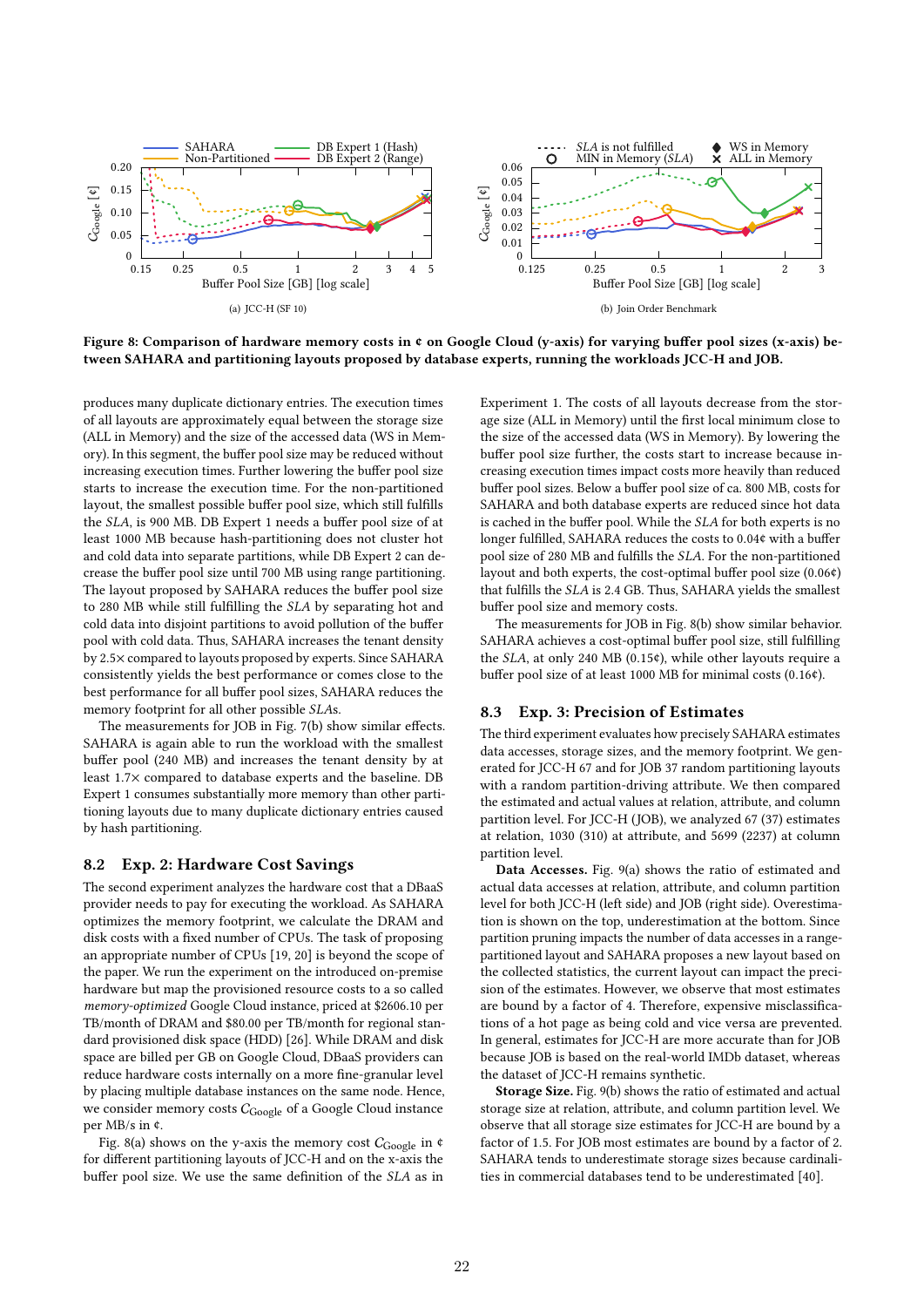Figure 8: Comparison of hardware memory costs in ¢ on Google Cloud (y-axis) for varying buffer pool sizes (x-axis) between SAHARA and partitioning layouts proposed by database experts, running the workloads JCC-H and JOB.

(a) JCC-H (SF 10)

(b) Join Order Benchmark

produces many duplicate dictionary entries. The execution times of all layouts are approximately equal between the storage size (ALL in Memory) and the size of the accessed data (WS in Memory). In this segment, the buffer pool size may be reduced without increasing execution times. Further lowering the buffer pool size starts to increase the execution time. For the non-partitioned layout, the smallest possible buffer pool size, which still fulfills the *SLA*, is 900 MB. DB Expert 1 needs a buffer pool size of at least 1000 MB because hash-partitioning does not cluster hot and cold data into separate partitions, while DB Expert 2 can decrease the buffer pool size until 700 MB using range partitioning. The layout proposed by SAHARA reduces the buffer pool size to 280 MB while still fulfilling the *SLA* by separating hot and cold data into disjoint partitions to avoid pollution of the buffer pool with cold data. Thus, SAHARA increases the tenant density by 2.5× compared to layouts proposed by experts. Since SAHARA consistently yields the best performance or comes close to the best performance for all buffer pool sizes, SAHARA reduces the memory footprint for all other possible *SLA*s.

The measurements for JOB in Fig. 7(b) show similar effects. SAHARA is again able to run the workload with the smallest buffer pool (240 MB) and increases the tenant density by at least 1.7× compared to database experts and the baseline. DB Expert 1 consumes substantially more memory than other partitioning layouts due to many duplicate dictionary entries caused by hash partitioning.

## 8.2 Exp. 2: Hardware Cost Savings

The second experiment analyzes the hardware cost that a DBaaS provider needs to pay for executing the workload. As SAHARA optimizes the memory footprint, we calculate the DRAM and disk costs with a fixed number of CPUs. The task of proposing an appropriate number of CPUs [19, 20] is beyond the scope of the paper. We run the experiment on the introduced on-premise hardware but map the provisioned resource costs to a so called *memory-optimized* Google Cloud instance, priced at \$2606.10 per TB/month of DRAM and \$80.00 per TB/month for regional standard provisioned disk space (HDD) [26]. While DRAM and disk space are billed per GB on Google Cloud, DBaaS providers can reduce hardware costs internally on a more fine-granular level by placing multiple database instances on the same node. Hence, we consider memory costs $C_{\text{Google}}$ of a Google Cloud instance per MB/s in ¢.

Fig. 8(a) shows on the y-axis the memory cost $C_{\text{Google}}$ in ¢ for different partitioning layouts of JCC-H and on the x-axis the buffer pool size. We use the same definition of the *SLA* as in Experiment 1. The costs of all layouts decrease from the storage size (ALL in Memory) until the first local minimum close to the size of the accessed data (WS in Memory). By lowering the buffer pool size further, the costs start to increase because increasing execution times impact costs more heavily than reduced buffer pool sizes. Below a buffer pool size of ca. 800 MB, costs for SAHARA and both database experts are reduced since hot data is cached in the buffer pool. While the *SLA* for both experts is no longer fulfilled, SAHARA reduces the costs to 0.04¢ with a buffer pool size of 280 MB and fulfills the *SLA*. For the non-partitioned layout and both experts, the cost-optimal buffer pool size (0.06¢) that fulfills the *SLA* is 2.4 GB. Thus, SAHARA yields the smallest buffer pool size and memory costs.

The measurements for JOB in Fig. 8(b) show similar behavior. SAHARA achieves a cost-optimal buffer pool size, still fulfilling the *SLA*, at only 240 MB (0.15¢), while other layouts require a buffer pool size of at least 1000 MB for minimal costs (0.16¢).

## 8.3 Exp. 3: Precision of Estimates

The third experiment evaluates how precisely SAHARA estimates data accesses, storage sizes, and the memory footprint. We generated for JCC-H 67 and for JOB 37 random partitioning layouts with a random partition-driving attribute. We then compared the estimated and actual values at relation, attribute, and column partition level. For JCC-H (JOB), we analyzed 67 (37) estimates at relation, 1030 (310) at attribute, and 5699 (2237) at column partition level.

**Data Accesses.** Fig. 9(a) shows the ratio of estimated and actual data accesses at relation, attribute, and column partition level for both JCC-H (left side) and JOB (right side). Overestimation is shown on the top, underestimation at the bottom. Since partition pruning impacts the number of data accesses in a range-partitioned layout and SAHARA proposes a new layout based on the collected statistics, the current layout can impact the precision of the estimates. However, we observe that most estimates are bound by a factor of 4. Therefore, expensive misclassifications of a hot page as being cold and vice versa are prevented. In general, estimates for JCC-H are more accurate than for JOB because JOB is based on the real-world IMDb dataset, whereas the dataset of JCC-H remains synthetic.

**Storage Size.** Fig. 9(b) shows the ratio of estimated and actual storage size at relation, attribute, and column partition level. We observe that all storage size estimates for JCC-H are bound by a factor of 1.5. For JOB most estimates are bound by a factor of 2. SAHARA tends to underestimate storage sizes because cardinalities in commercial databases tend to be underestimated [40].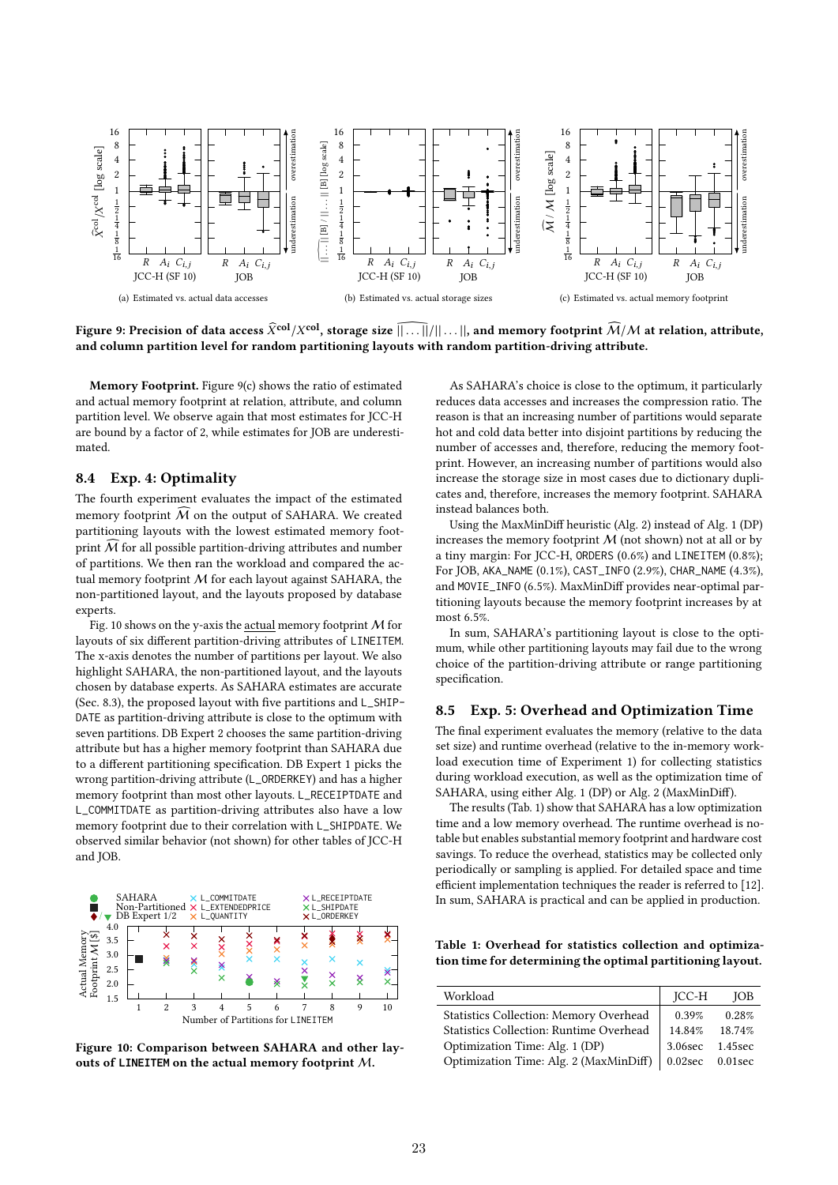Figure 9: Precision of data access $\widehat{X}^{\text{col}}/X^{\text{col}}$, storage size $\widehat{||\ldots||}/||\ldots||$, and memory footprint $\widehat{\mathcal{M}}/\mathcal{M}$ at relation, attribute, and column partition level for random partitioning layouts with random partition-driving attribute.

(a) Estimated vs. actual data accesses

(b) Estimated vs. actual storage sizes

(c) Estimated vs. actual memory footprint

**Memory Footprint.** Figure 9(c) shows the ratio of estimated and actual memory footprint at relation, attribute, and column partition level. We observe again that most estimates for JCC-H are bound by a factor of 2, while estimates for JOB are underestimated.

## 8.4 Exp. 4: Optimality

The fourth experiment evaluates the impact of the estimated memory footprint $\widehat{\mathcal{M}}$ on the output of SAHARA. We created partitioning layouts with the lowest estimated memory footprint $\widehat{\mathcal{M}}$ for all possible partition-driving attributes and number of partitions. We then ran the workload and compared the actual memory footprint $\mathcal{M}$ for each layout against SAHARA, the non-partitioned layout, and the layouts proposed by database experts.

Fig. 10 shows on the y-axis the actual memory footprint $\mathcal{M}$ for layouts of six different partition-driving attributes of LINEITEM. The x-axis denotes the number of partitions per layout. We also highlight SAHARA, the non-partitioned layout, and the layouts chosen by database experts. As SAHARA estimates are accurate (Sec. 8.3), the proposed layout with five partitions and L_SHIPDATE as partition-driving attribute is close to the optimum with seven partitions. DB Expert 2 chooses the same partition-driving attribute but has a higher memory footprint than SAHARA due to a different partitioning specification. DB Expert 1 picks the wrong partition-driving attribute (L_ORDERKEY) and has a higher memory footprint than most other layouts. L_RECEIPTDATE and L_COMMITDATE as partition-driving attributes also have a low memory footprint due to their correlation with L_SHIPDATE. We observed similar behavior (not shown) for other tables of JCC-H and JOB.

Figure 10: Comparison between SAHARA and other layouts of LINEITEM on the actual memory footprint $\mathcal{M}$.

As SAHARA's choice is close to the optimum, it particularly reduces data accesses and increases the compression ratio. The reason is that an increasing number of partitions would separate hot and cold data better into disjoint partitions by reducing the number of accesses and, therefore, reducing the memory footprint. However, an increasing number of partitions would also increase the storage size in most cases due to dictionary duplicates and, therefore, increases the memory footprint. SAHARA instead balances both.

Using the MaxMinDiff heuristic (Alg. 2) instead of Alg. 1 (DP) increases the memory footprint $\mathcal{M}$ (not shown) not at all or by a tiny margin: For JCC-H, ORDERS (0.6%) and LINEITEM (0.8%); For JOB, AKA_NAME (0.1%), CAST_INFO (2.9%), CHAR_NAME (4.3%), and MOVIE_INFO (6.5%). MaxMinDiff provides near-optimal partitioning layouts because the memory footprint increases by at most 6.5%.

In sum, SAHARA's partitioning layout is close to the optimum, while other partitioning layouts may fail due to the wrong choice of the partition-driving attribute or range partitioning specification.

## 8.5 Exp. 5: Overhead and Optimization Time

The final experiment evaluates the memory (relative to the data set size) and runtime overhead (relative to the in-memory workload execution time of Experiment 1) for collecting statistics during workload execution, as well as the optimization time of SAHARA, using either Alg. 1 (DP) or Alg. 2 (MaxMinDiff).

The results (Tab. 1) show that SAHARA has a low optimization time and a low memory overhead. The runtime overhead is notable but enables substantial memory footprint and hardware cost savings. To reduce the overhead, statistics may be collected only periodically or sampling is applied. For detailed space and time efficient implementation techniques the reader is referred to [12]. In sum, SAHARA is practical and can be applied in production.

**Table 1: Overhead for statistics collection and optimization time for determining the optimal partitioning layout.**

| Workload | JCC-H | JOB |
|---|---|---|
| Statistics Collection: Memory Overhead | 0.39% | 0.28% |
| Statistics Collection: Runtime Overhead | 14.84% | 18.74% |
| Optimization Time: Alg. 1 (DP) | 3.06sec | 1.45sec |
| Optimization Time: Alg. 2 (MaxMinDiff) | 0.02sec | 0.01sec |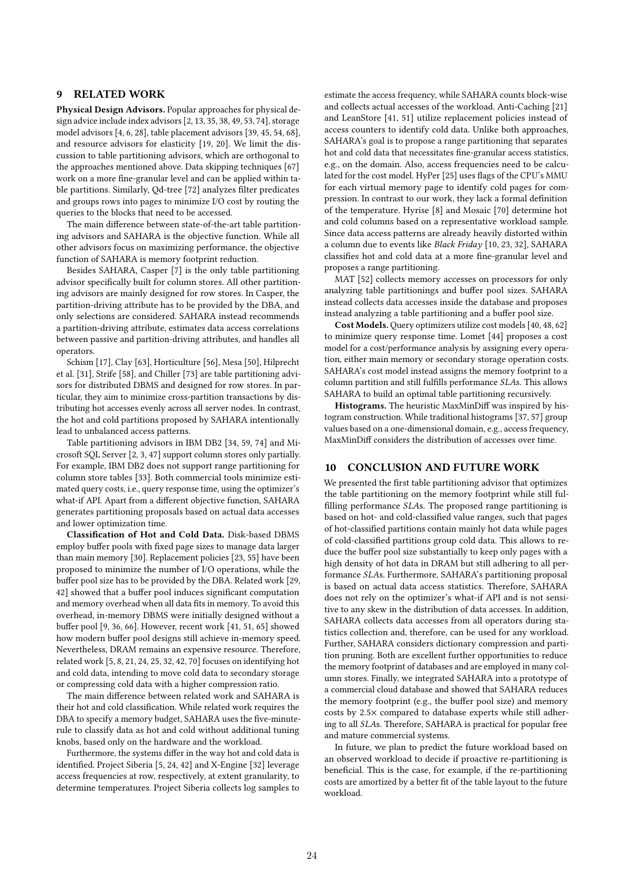## 9 RELATED WORK

**Physical Design Advisors.** Popular approaches for physical design advice include index advisors [2, 13, 35, 38, 49, 53, 74], storage model advisors [4, 6, 28], table placement advisors [39, 45, 54, 68], and resource advisors for elasticity [19, 20]. We limit the discussion to table partitioning advisors, which are orthogonal to the approaches mentioned above. Data skipping techniques [67] work on a more fine-granular level and can be applied within table partitions. Similarly, Qd-tree [72] analyzes filter predicates and groups rows into pages to minimize I/O cost by routing the queries to the blocks that need to be accessed.

The main difference between state-of-the-art table partitioning advisors and SAHARA is the objective function. While all other advisors focus on maximizing performance, the objective function of SAHARA is memory footprint reduction.

Besides SAHARA, Casper [7] is the only table partitioning advisor specifically built for column stores. All other partitioning advisors are mainly designed for row stores. In Casper, the partition-driving attribute has to be provided by the DBA, and only selections are considered. SAHARA instead recommends a partition-driving attribute, estimates data access correlations between passive and partition-driving attributes, and handles all operators.

Schism [17], Clay [63], Horticulture [56], Mesa [50], Hilprecht et al. [31], Strife [58], and Chiller [73] are table partitioning advisors for distributed DBMS and designed for row stores. In particular, they aim to minimize cross-partition transactions by distributing hot accesses evenly across all server nodes. In contrast, the hot and cold partitions proposed by SAHARA intentionally lead to unbalanced access patterns.

Table partitioning advisors in IBM DB2 [34, 59, 74] and Microsoft SQL Server [2, 3, 47] support column stores only partially. For example, IBM DB2 does not support range partitioning for column store tables [33]. Both commercial tools minimize estimated query costs, i.e., query response time, using the optimizer's what-if API. Apart from a different objective function, SAHARA generates partitioning proposals based on actual data accesses and lower optimization time.

**Classification of Hot and Cold Data.** Disk-based DBMS employ buffer pools with fixed page sizes to manage data larger than main memory [30]. Replacement policies [23, 55] have been proposed to minimize the number of I/O operations, while the buffer pool size has to be provided by the DBA. Related work [29, 42] showed that a buffer pool induces significant computation and memory overhead when all data fits in memory. To avoid this overhead, in-memory DBMS were initially designed without a buffer pool [9, 36, 66]. However, recent work [41, 51, 65] showed how modern buffer pool designs still achieve in-memory speed. Nevertheless, DRAM remains an expensive resource. Therefore, related work [5, 8, 21, 24, 25, 32, 42, 70] focuses on identifying hot and cold data, intending to move cold data to secondary storage or compressing cold data with a higher compression ratio.

The main difference between related work and SAHARA is their hot and cold classification. While related work requires the DBA to specify a memory budget, SAHARA uses the five-minute-rule to classify data as hot and cold without additional tuning knobs, based only on the hardware and the workload.

Furthermore, the systems differ in the way hot and cold data is identified. Project Siberia [5, 24, 42] and X-Engine [32] leverage access frequencies at row, respectively, at extent granularity, to determine temperatures. Project Siberia collects log samples to estimate the access frequency, while SAHARA counts block-wise and collects actual accesses of the workload. Anti-Caching [21] and LeanStore [41, 51] utilize replacement policies instead of access counters to identify cold data. Unlike both approaches, SAHARA's goal is to propose a range partitioning that separates hot and cold data that necessitates fine-granular access statistics, e.g., on the domain. Also, access frequencies need to be calculated for the cost model. HyPer [25] uses flags of the CPU's MMU for each virtual memory page to identify cold pages for compression. In contrast to our work, they lack a formal definition of the temperature. Hyrise [8] and Mosaic [70] determine hot and cold columns based on a representative workload sample. Since data access patterns are already heavily distorted within a column due to events like *Black Friday* [10, 23, 32], SAHARA classifies hot and cold data at a more fine-granular level and proposes a range partitioning.

MAT [52] collects memory accesses on processors for only analyzing table partitionings and buffer pool sizes. SAHARA instead collects data accesses inside the database and proposes instead analyzing a table partitioning and a buffer pool size.

**Cost Models.** Query optimizers utilize cost models [40, 48, 62] to minimize query response time. Lomet [44] proposes a cost model for a cost/performance analysis by assigning every operation, either main memory or secondary storage operation costs. SAHARA's cost model instead assigns the memory footprint to a column partition and still fulfills performance *SLAs*. This allows SAHARA to build an optimal table partitioning recursively.

**Histograms.** The heuristic MaxMinDiff was inspired by histogram construction. While traditional histograms [37, 57] group values based on a one-dimensional domain, e.g., access frequency, MaxMinDiff considers the distribution of accesses over time.

## 10 CONCLUSION AND FUTURE WORK

We presented the first table partitioning advisor that optimizes the table partitioning on the memory footprint while still fulfilling performance *SLAs*. The proposed range partitioning is based on hot- and cold-classified value ranges, such that pages of hot-classified partitions contain mainly hot data while pages of cold-classified partitions group cold data. This allows to reduce the buffer pool size substantially to keep only pages with a high density of hot data in DRAM but still adhering to all performance *SLAs*. Furthermore, SAHARA's partitioning proposal is based on actual data access statistics. Therefore, SAHARA does not rely on the optimizer's what-if API and is not sensitive to any skew in the distribution of data accesses. In addition, SAHARA collects data accesses from all operators during statistics collection and, therefore, can be used for any workload. Further, SAHARA considers dictionary compression and partition pruning. Both are excellent further opportunities to reduce the memory footprint of databases and are employed in many column stores. Finally, we integrated SAHARA into a prototype of a commercial cloud database and showed that SAHARA reduces the memory footprint (e.g., the buffer pool size) and memory costs by 2.5× compared to database experts while still adhering to all *SLAs*. Therefore, SAHARA is practical for popular free and mature commercial systems.

In future, we plan to predict the future workload based on an observed workload to decide if proactive re-partitioning is beneficial. This is the case, for example, if the re-partitioning costs are amortized by a better fit of the table layout to the future workload.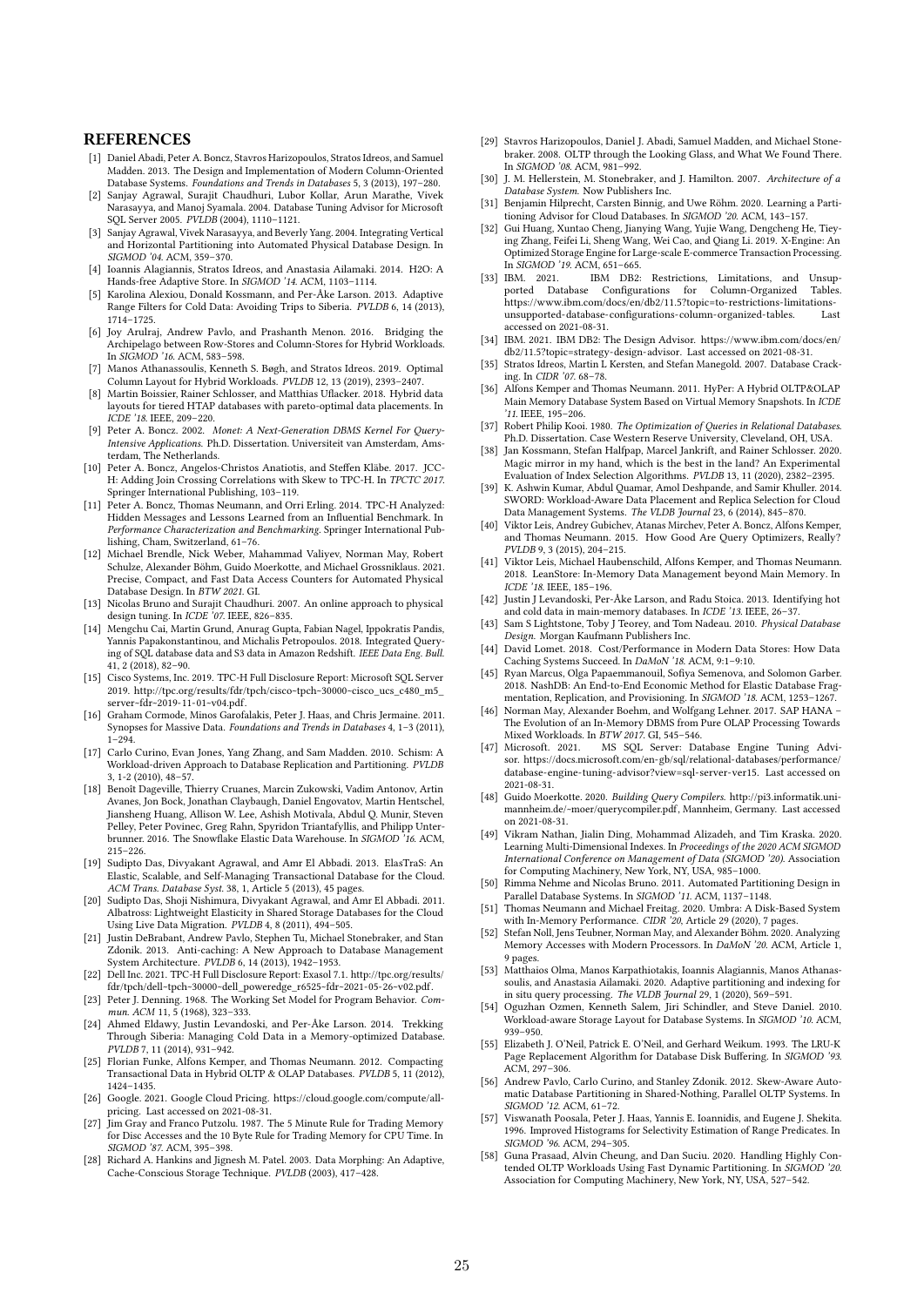## REFERENCES

[1] Daniel Abadi, Peter A. Boncz, Stavros Harizopoulos, Stratos Idreos, and Samuel Madden. 2013. The Design and Implementation of Modern Column-Oriented Database Systems. *Foundations and Trends in Databases* 5, 3 (2013), 197–280.

[2] Sanjay Agrawal, Surajit Chaudhuri, Lubor Kollar, Arun Marathe, Vivek Narasayya, and Manoj Syamala. 2004. Database Tuning Advisor for Microsoft SQL Server 2005. *PVLDB* (2004), 1110–1121.

[3] Sanjay Agrawal, Vivek Narasayya, and Beverly Yang. 2004. Integrating Vertical and Horizontal Partitioning into Automated Physical Database Design. In *SIGMOD '04*. ACM, 359–370.

[4] Ioannis Alagiannis, Stratos Idreos, and Anastasia Ailamaki. 2014. H2O: A Hands-free Adaptive Store. In *SIGMOD '14*. ACM, 1103–1114.

[5] Karolina Alexiou, Donald Kossmann, and Per-Åke Larson. 2013. Adaptive Range Filters for Cold Data: Avoiding Trips to Siberia. *PVLDB* 6, 14 (2013), 1714–1725.

[6] Joy Arulraj, Andrew Pavlo, and Prashanth Menon. 2016. Bridging the Archipelago between Row-Stores and Column-Stores for Hybrid Workloads. In *SIGMOD '16*. ACM, 583–598.

[7] Manos Athanassoulis, Kenneth S. Bøgh, and Stratos Idreos. 2019. Optimal Column Layout for Hybrid Workloads. *PVLDB* 12, 13 (2019), 2393–2407.

[8] Martin Boissier, Rainer Schlosser, and Matthias Uflacker. 2018. Hybrid data layouts for tiered HTAP databases with pareto-optimal data placements. In *ICDE '18*. IEEE, 209–220.

[9] Peter A. Boncz. 2002. *Monet: A Next-Generation DBMS Kernel For Query-Intensive Applications*. Ph.D. Dissertation. Universiteit van Amsterdam, Amsterdam, The Netherlands.

[10] Peter A. Boncz, Angelos-Christos Anatiotis, and Steffen Kläbe. 2017. JCC-H: Adding Join Crossing Correlations with Skew to TPC-H. In *TPCTC 2017*. Springer International Publishing, 103–119.

[11] Peter A. Boncz, Thomas Neumann, and Orri Erling. 2014. TPC-H Analyzed: Hidden Messages and Lessons Learned from an Influential Benchmark. In *Performance Characterization and Benchmarking*. Springer International Publishing, Cham, Switzerland, 61–76.

[12] Michael Brendle, Nick Weber, Mahammad Valiyev, Norman May, Robert Schulze, Alexander Böhm, Guido Moerkotte, and Michael Grossniklaus. 2021. Precise, Compact, and Fast Data Access Counters for Automated Physical Database Design. In *BTW 2021*. GI.

[13] Nicolas Bruno and Surajit Chaudhuri. 2007. An online approach to physical design tuning. In *ICDE '07*. IEEE, 826–835.

[14] Mengchu Cai, Martin Grund, Anurag Gupta, Fabian Nagel, Ippokratis Pandis, Yannis Papakonstantinou, and Michalis Petropoulos. 2018. Integrated Querying of SQL database data and S3 data in Amazon Redshift. *IEEE Data Eng. Bull.* 41, 2 (2018), 82–90.

[15] Cisco Systems, Inc. 2019. TPC-H Full Disclosure Report: Microsoft SQL Server 2019. http://tpc.org/results/fdr/tpch/cisco~tpch~30000~cisco_ucs_c480_m5_server~fdr~2019-11-01~v04.pdf.

[16] Graham Cormode, Minos Garofalakis, Peter J. Haas, and Chris Jermaine. 2011. Synopses for Massive Data. *Foundations and Trends in Databases* 4, 1–3 (2011), 1–294.

[17] Carlo Curino, Evan Jones, Yang Zhang, and Sam Madden. 2010. Schism: A Workload-driven Approach to Database Replication and Partitioning. *PVLDB* 3, 1-2 (2010), 48–57.

[18] Benoît Dageville, Thierry Cruanes, Marcin Zukowski, Vadim Antonov, Artin Avanes, Jon Bock, Jonathan Claybaugh, Daniel Engovatov, Martin Hentschel, Jiansheng Huang, Allison W. Lee, Ashish Motivala, Abdul Q. Munir, Steven Pelley, Peter Povinec, Greg Rahn, Spyridon Triantafyllis, and Philipp Unterbrunner. 2016. The Snowflake Elastic Data Warehouse. In *SIGMOD '16*. ACM, 215–226.

[19] Sudipto Das, Divyakant Agrawal, and Amr El Abbadi. 2013. ElasTraS: An Elastic, Scalable, and Self-Managing Transactional Database for the Cloud. *ACM Trans. Database Syst.* 38, 1, Article 5 (2013), 45 pages.

[20] Sudipto Das, Shoji Nishimura, Divyakant Agrawal, and Amr El Abbadi. 2011. Albatross: Lightweight Elasticity in Shared Storage Databases for the Cloud Using Live Data Migration. *PVLDB* 4, 8 (2011), 494–505.

[21] Justin DeBrabant, Andrew Pavlo, Stephen Tu, Michael Stonebraker, and Stan Zdonik. 2013. Anti-caching: A New Approach to Database Management System Architecture. *PVLDB* 6, 14 (2013), 1942–1953.

[22] Dell Inc. 2021. TPC-H Full Disclosure Report: Exasol 7.1. http://tpc.org/results/fdr/tpch/dell~tpch~30000~dell_poweredge_r6525~fdr~2021-05-26~v02.pdf.

[23] Peter J. Denning. 1968. The Working Set Model for Program Behavior. *Commun. ACM* 11, 5 (1968), 323–333.

[24] Ahmed Eldawy, Justin Levandoski, and Per-Åke Larson. 2014. Trekking Through Siberia: Managing Cold Data in a Memory-optimized Database. *PVLDB* 7, 11 (2014), 931–942.

[25] Florian Funke, Alfons Kemper, and Thomas Neumann. 2012. Compacting Transactional Data in Hybrid OLTP & OLAP Databases. *PVLDB* 5, 11 (2012), 1424–1435.

[26] Google. 2021. Google Cloud Pricing. https://cloud.google.com/compute/all-pricing. Last accessed on 2021-08-31.

[27] Jim Gray and Franco Putzolu. 1987. The 5 Minute Rule for Trading Memory for Disc Accesses and the 10 Byte Rule for Trading Memory for CPU Time. In *SIGMOD '87*. ACM, 395–398.

[28] Richard A. Hankins and Jignesh M. Patel. 2003. Data Morphing: An Adaptive, Cache-Conscious Storage Technique. *PVLDB* (2003), 417–428.

[29] Stavros Harizopoulos, Daniel J. Abadi, Samuel Madden, and Michael Stonebraker. 2008. OLTP through the Looking Glass, and What We Found There. In *SIGMOD '08*. ACM, 981–992.

[30] J. M. Hellerstein, M. Stonebraker, and J. Hamilton. 2007. *Architecture of a Database System*. Now Publishers Inc.

[31] Benjamin Hilprecht, Carsten Binnig, and Uwe Röhm. 2020. Learning a Partitioning Advisor for Cloud Databases. In *SIGMOD '20*. ACM, 143–157.

[32] Gui Huang, Xuntao Cheng, Jianying Wang, Yujie Wang, Dengcheng He, Tieying Zhang, Feifei Li, Sheng Wang, Wei Cao, and Qiang Li. 2019. X-Engine: An Optimized Storage Engine for Large-scale E-commerce Transaction Processing. In *SIGMOD '19*. ACM, 651–665.

[33] IBM. 2021. IBM DB2: Restrictions, Limitations, and Unsupported Database Configurations for Column-Organized Tables. https://www.ibm.com/docs/en/db2/11.5?topic=to-restrictions-limitations-unsupported-database-configurations-column-organized-tables. Last accessed on 2021-08-31.

[34] IBM. 2021. IBM DB2: The Design Advisor. https://www.ibm.com/docs/en/db2/11.5?topic=strategy-design-advisor. Last accessed on 2021-08-31.

[35] Stratos Idreos, Martin L Kersten, and Stefan Manegold. 2007. Database Cracking. In *CIDR '07*. 68–78.

[36] Alfons Kemper and Thomas Neumann. 2011. HyPer: A Hybrid OLTP&OLAP Main Memory Database System Based on Virtual Memory Snapshots. In *ICDE '11*. IEEE, 195–206.

[37] Robert Philip Kooi. 1980. *The Optimization of Queries in Relational Databases*. Ph.D. Dissertation. Case Western Reserve University, Cleveland, OH, USA.

[38] Jan Kossmann, Stefan Halfpap, Marcel Jankrift, and Rainer Schlosser. 2020. Magic mirror in my hand, which is the best in the land? An Experimental Evaluation of Index Selection Algorithms. *PVLDB* 13, 11 (2020), 2382–2395.

[39] K. Ashwin Kumar, Abdul Quamar, Amol Deshpande, and Samir Khuller. 2014. SWORD: Workload-Aware Data Placement and Replica Selection for Cloud Data Management Systems. *The VLDB Journal* 23, 6 (2014), 845–870.

[40] Viktor Leis, Andrey Gubichev, Atanas Mirchev, Peter A. Boncz, Alfons Kemper, and Thomas Neumann. 2015. How Good Are Query Optimizers, Really? *PVLDB* 9, 3 (2015), 204–215.

[41] Viktor Leis, Michael Haubenschild, Alfons Kemper, and Thomas Neumann. 2018. LeanStore: In-Memory Data Management beyond Main Memory. In *ICDE '18*. IEEE, 185–196.

[42] Justin J Levandoski, Per-Åke Larson, and Radu Stoica. 2013. Identifying hot and cold data in main-memory databases. In *ICDE '13*. IEEE, 26–37.

[43] Sam S Lightstone, Toby J Teorey, and Tom Nadeau. 2010. *Physical Database Design*. Morgan Kaufmann Publishers Inc.

[44] David Lomet. 2018. Cost/Performance in Modern Data Stores: How Data Caching Systems Succeed. In *DaMoN '18*. ACM, 9:1–9:10.

[45] Ryan Marcus, Olga Papaemmanouil, Sofiya Semenova, and Solomon Garber. 2018. NashDB: An End-to-End Economic Method for Elastic Database Fragmentation, Replication, and Provisioning. In *SIGMOD '18*. ACM, 1253–1267.

[46] Norman May, Alexander Boehm, and Wolfgang Lehner. 2017. SAP HANA – The Evolution of an In-Memory DBMS from Pure OLAP Processing Towards Mixed Workloads. In *BTW 2017*. GI, 545–546.

[47] Microsoft. 2021. MS SQL Server: Database Engine Tuning Advisor. https://docs.microsoft.com/en-gb/sql/relational-databases/performance/database-engine-tuning-advisor?view=sql-server-ver15. Last accessed on 2021-08-31.

[48] Guido Moerkotte. 2020. *Building Query Compilers*. http://pi3.informatik.uni-mannheim.de/~moer/querycompiler.pdf, Mannheim, Germany. Last accessed on 2021-08-31.

[49] Vikram Nathan, Jialin Ding, Mohammad Alizadeh, and Tim Kraska. 2020. Learning Multi-Dimensional Indexes. In *Proceedings of the 2020 ACM SIGMOD International Conference on Management of Data (SIGMOD '20)*. Association for Computing Machinery, New York, NY, USA, 985–1000.

[50] Rimma Nehme and Nicolas Bruno. 2011. Automated Partitioning Design in Parallel Database Systems. In *SIGMOD '11*. ACM, 1137–1148.

[51] Thomas Neumann and Michael Freitag. 2020. Umbra: A Disk-Based System with In-Memory Performance. *CIDR '20*, Article 29 (2020), 7 pages.

[52] Stefan Noll, Jens Teubner, Norman May, and Alexander Böhm. 2020. Analyzing Memory Accesses with Modern Processors. In *DaMoN '20*. ACM, Article 1, 9 pages.

[53] Matthaios Olma, Manos Karpathiotakis, Ioannis Alagiannis, Manos Athanassoulis, and Anastasia Ailamaki. 2020. Adaptive partitioning and indexing for in situ query processing. *The VLDB Journal* 29, 1 (2020), 569–591.

[54] Oguzhan Ozmen, Kenneth Salem, Jiri Schindler, and Steve Daniel. 2010. Workload-aware Storage Layout for Database Systems. In *SIGMOD '10*. ACM, 939–950.

[55] Elizabeth J. O'Neil, Patrick E. O'Neil, and Gerhard Weikum. 1993. The LRU-K Page Replacement Algorithm for Database Disk Buffering. In *SIGMOD '93*. ACM, 297–306.

[56] Andrew Pavlo, Carlo Curino, and Stanley Zdonik. 2012. Skew-Aware Automatic Database Partitioning in Shared-Nothing, Parallel OLTP Systems. In *SIGMOD '12*. ACM, 61–72.

[57] Viswanath Poosala, Peter J. Haas, Yannis E. Ioannidis, and Eugene J. Shekita. 1996. Improved Histograms for Selectivity Estimation of Range Predicates. In *SIGMOD '96*. ACM, 294–305.

[58] Guna Prasaad, Alvin Cheung, and Dan Suciu. 2020. Handling Highly Contended OLTP Workloads Using Fast Dynamic Partitioning. In *SIGMOD '20*. Association for Computing Machinery, New York, NY, USA, 527–542.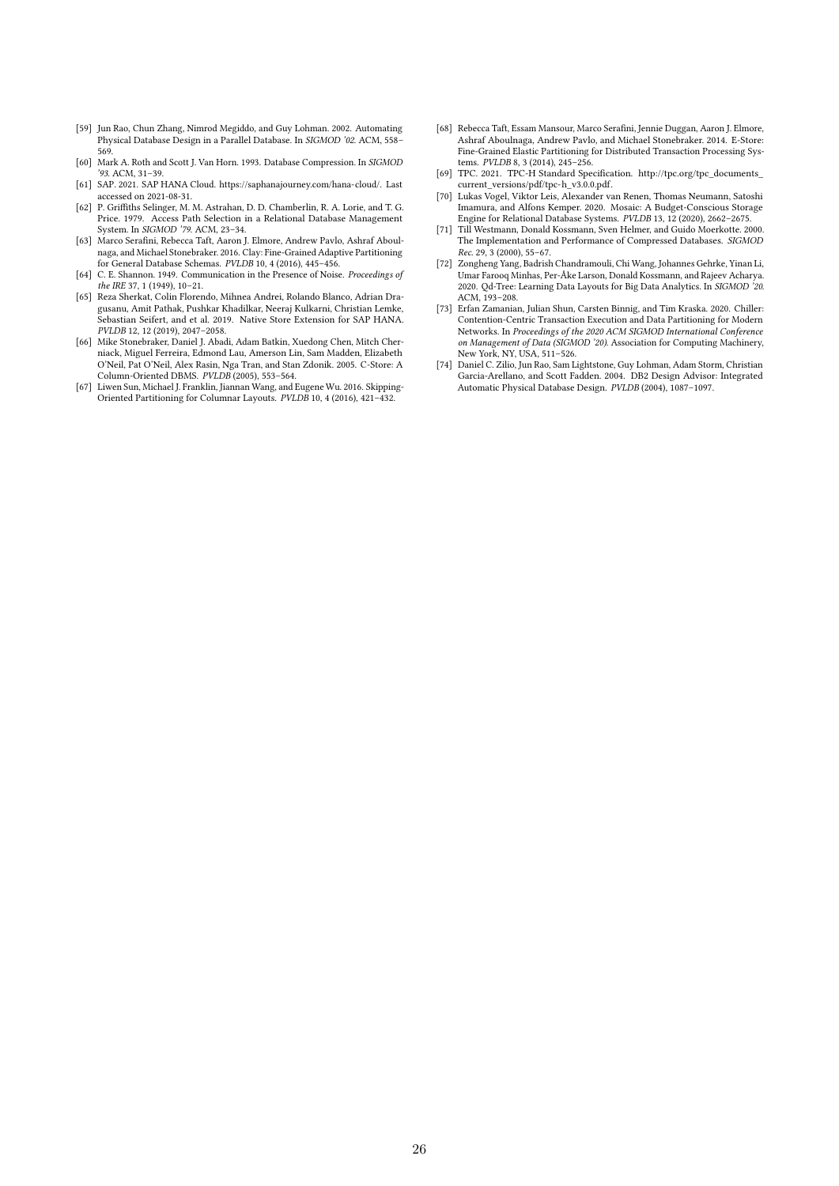[59] Jun Rao, Chun Zhang, Nimrod Megiddo, and Guy Lohman. 2002. Automating Physical Database Design in a Parallel Database. In *SIGMOD '02*. ACM, 558–569.

[60] Mark A. Roth and Scott J. Van Horn. 1993. Database Compression. In *SIGMOD '93*. ACM, 31–39.

[61] SAP. 2021. SAP HANA Cloud. https://saphanajourney.com/hana-cloud/. Last accessed on 2021-08-31.

[62] P. Griffiths Selinger, M. M. Astrahan, D. D. Chamberlin, R. A. Lorie, and T. G. Price. 1979. Access Path Selection in a Relational Database Management System. In *SIGMOD '79*. ACM, 23–34.

[63] Marco Serafini, Rebecca Taft, Aaron J. Elmore, Andrew Pavlo, Ashraf Aboulnaga, and Michael Stonebraker. 2016. Clay: Fine-Grained Adaptive Partitioning for General Database Schemas. *PVLDB* 10, 4 (2016), 445–456.

[64] C. E. Shannon. 1949. Communication in the Presence of Noise. *Proceedings of the IRE* 37, 1 (1949), 10–21.

[65] Reza Sherkat, Colin Florendo, Mihnea Andrei, Rolando Blanco, Adrian Dragusanu, Amit Pathak, Pushkar Khadilkar, Neeraj Kulkarni, Christian Lemke, Sebastian Seifert, and et al. 2019. Native Store Extension for SAP HANA. *PVLDB* 12, 12 (2019), 2047–2058.

[66] Mike Stonebraker, Daniel J. Abadi, Adam Batkin, Xuedong Chen, Mitch Cherniack, Miguel Ferreira, Edmond Lau, Amerson Lin, Sam Madden, Elizabeth O'Neil, Pat O'Neil, Alex Rasin, Nga Tran, and Stan Zdonik. 2005. C-Store: A Column-Oriented DBMS. *PVLDB* (2005), 553–564.

[67] Liwen Sun, Michael J. Franklin, Jiannan Wang, and Eugene Wu. 2016. Skipping-Oriented Partitioning for Columnar Layouts. *PVLDB* 10, 4 (2016), 421–432.

[68] Rebecca Taft, Essam Mansour, Marco Serafini, Jennie Duggan, Aaron J. Elmore, Ashraf Aboulnaga, Andrew Pavlo, and Michael Stonebraker. 2014. E-Store: Fine-Grained Elastic Partitioning for Distributed Transaction Processing Systems. *PVLDB* 8, 3 (2014), 245–256.

[69] TPC. 2021. TPC-H Standard Specification. http://tpc.org/tpc_documents_current_versions/pdf/tpc-h_v3.0.0.pdf.

[70] Lukas Vogel, Viktor Leis, Alexander van Renen, Thomas Neumann, Satoshi Imamura, and Alfons Kemper. 2020. Mosaic: A Budget-Conscious Storage Engine for Relational Database Systems. *PVLDB* 13, 12 (2020), 2662–2675.

[71] Till Westmann, Donald Kossmann, Sven Helmer, and Guido Moerkotte. 2000. The Implementation and Performance of Compressed Databases. *SIGMOD Rec.* 29, 3 (2000), 55–67.

[72] Zongheng Yang, Badrish Chandramouli, Chi Wang, Johannes Gehrke, Yinan Li, Umar Farooq Minhas, Per-Åke Larson, Donald Kossmann, and Rajeev Acharya. 2020. Qd-Tree: Learning Data Layouts for Big Data Analytics. In *SIGMOD '20*. ACM, 193–208.

[73] Erfan Zamanian, Julian Shun, Carsten Binnig, and Tim Kraska. 2020. Chiller: Contention-Centric Transaction Execution and Data Partitioning for Modern Networks. In *Proceedings of the 2020 ACM SIGMOD International Conference on Management of Data (SIGMOD '20)*. Association for Computing Machinery, New York, NY, USA, 511–526.

[74] Daniel C. Zilio, Jun Rao, Sam Lightstone, Guy Lohman, Adam Storm, Christian Garcia-Arellano, and Scott Fadden. 2004. DB2 Design Advisor: Integrated Automatic Physical Database Design. *PVLDB* (2004), 1087–1097.